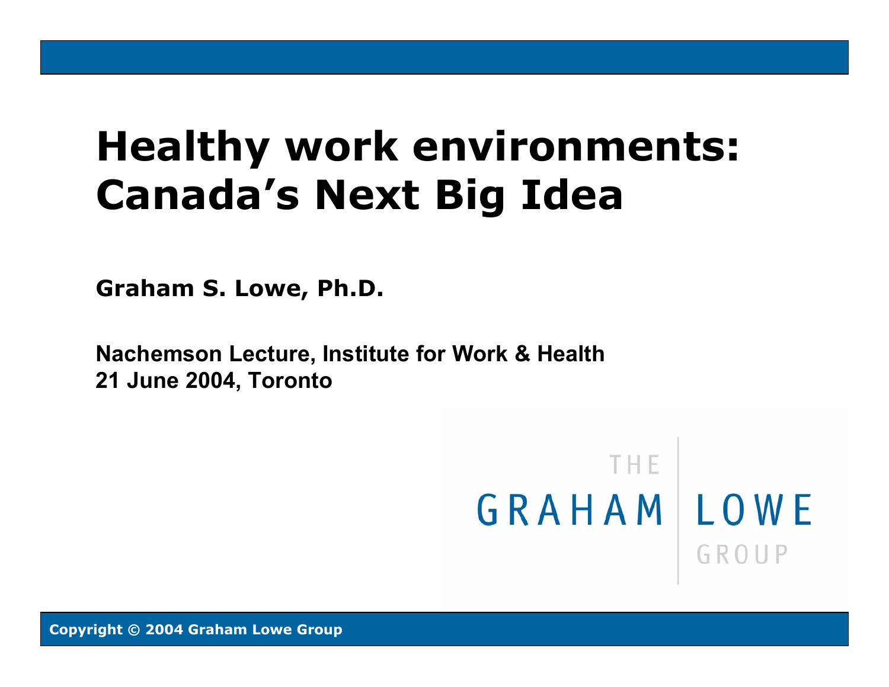# Healthy work environments: Canada's Next Big Idea

**Graham S. Lowe, Ph.D.**

**Nachemson Lecture, Institute for Work & Health**
**21 June 2004, Toronto**

THE GRAHAM LOWE GROUP

**Copyright © 2004 Graham Lowe Group**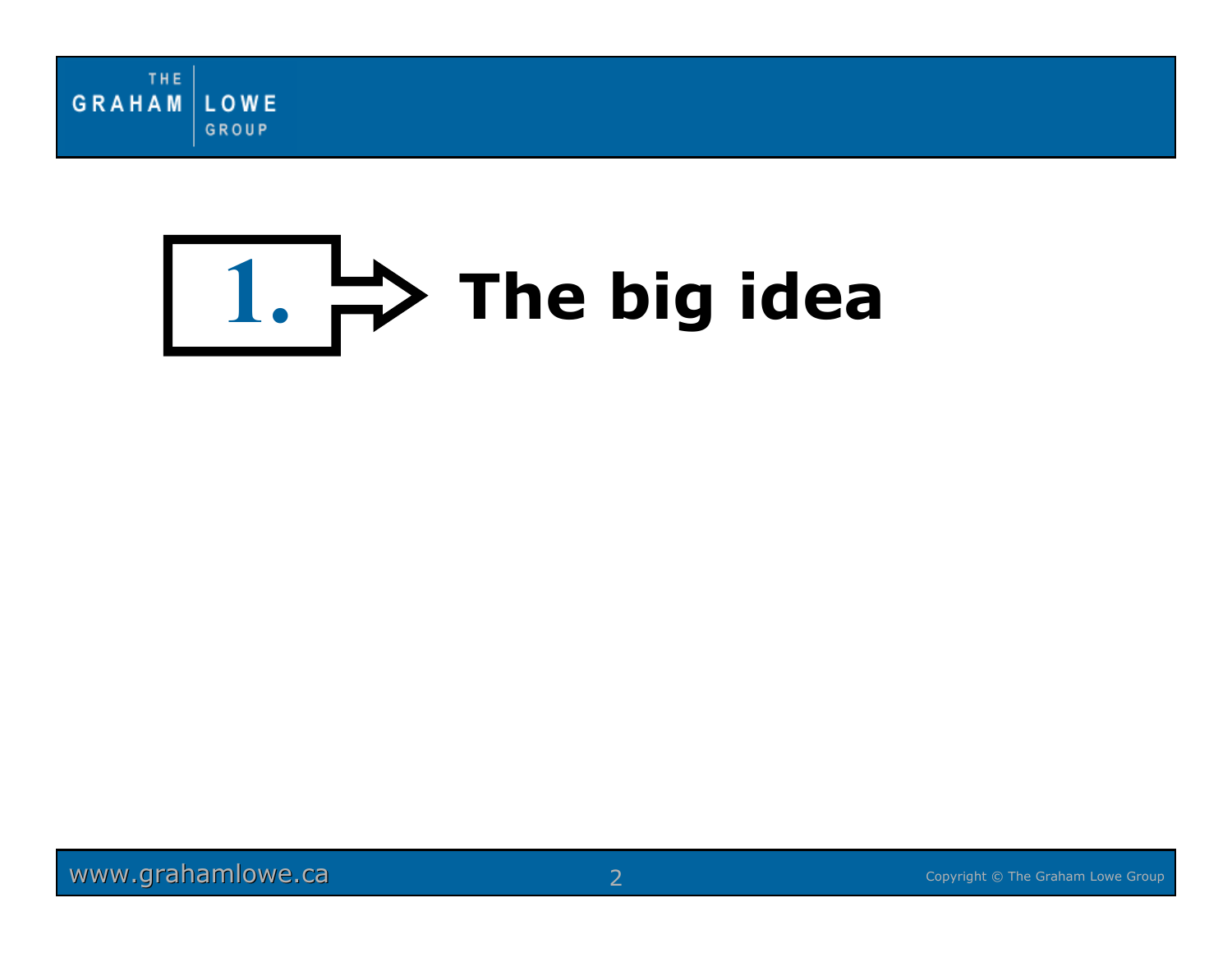# 1. The big idea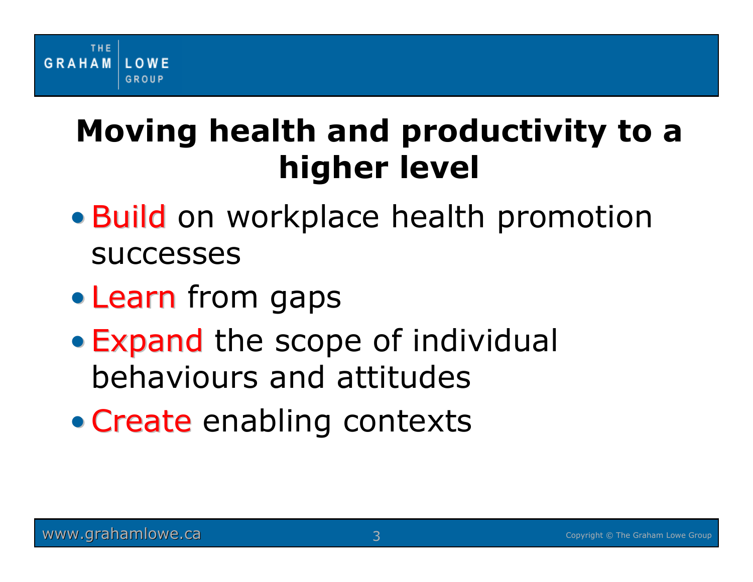## Moving health and productivity to a higher level

- Build on workplace health promotion successes
- Learn from gaps
- Expand the scope of individual behaviours and attitudes
- Create enabling contexts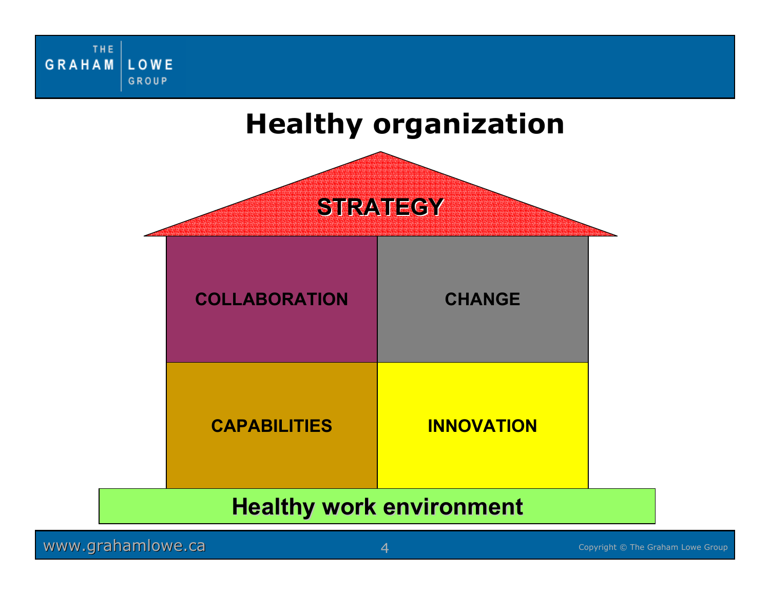# Healthy organization

STRATEGY

COLLABORATION

CHANGE

CAPABILITIES

INNOVATION

Healthy work environment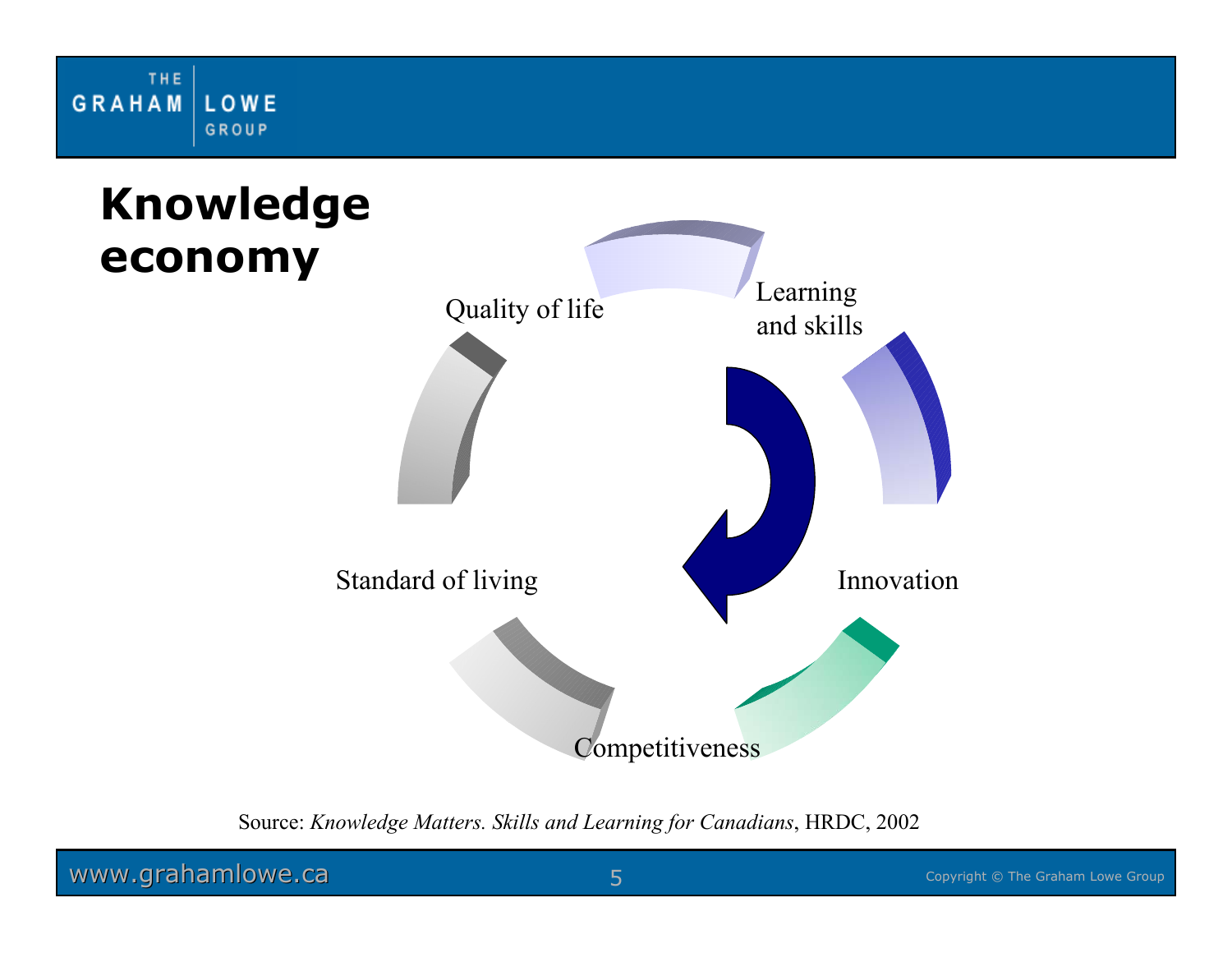# Knowledge economy

Learning and skills

Innovation

Competitiveness

Standard of living

Quality of life

Source: *Knowledge Matters. Skills and Learning for Canadians*, HRDC, 2002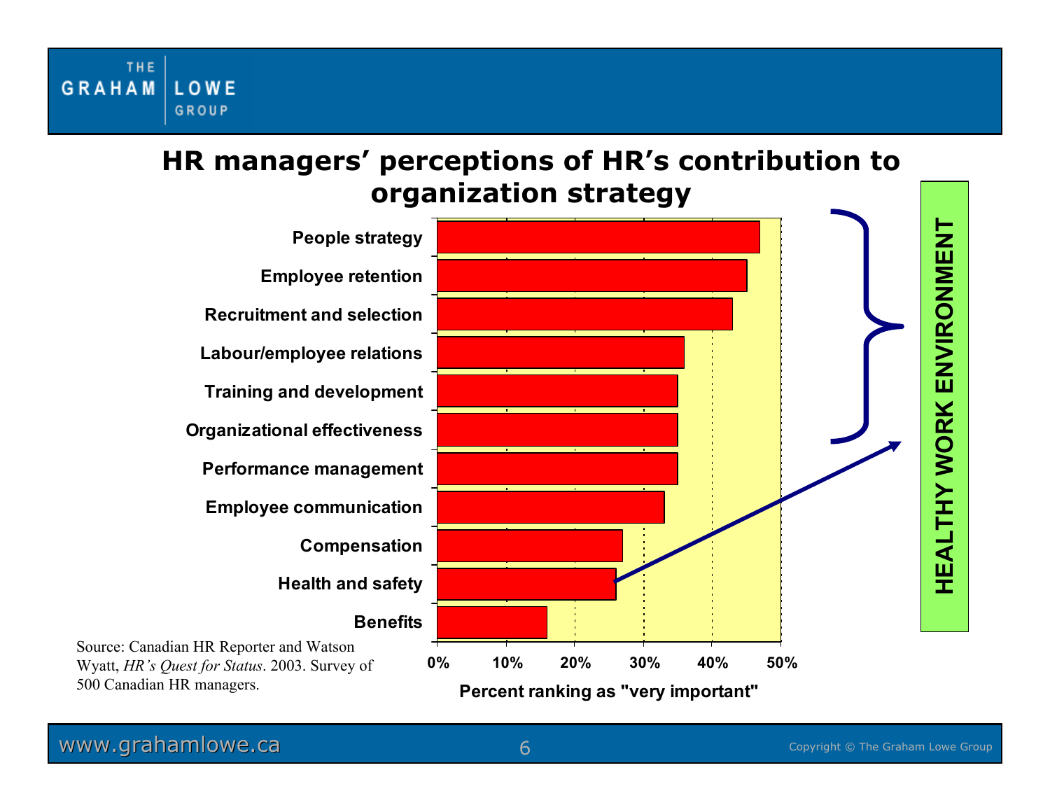# HR managers' perceptions of HR's contribution to organization strategy

| Area | Percent ranking as "very important" |
|---|---|
| People strategy | ~47% |
| Employee retention | ~45% |
| Recruitment and selection | ~43% |
| Labour/employee relations | ~36% |
| Training and development | ~35% |
| Organizational effectiveness | ~35% |
| Performance management | ~35% |
| Employee communication | ~33% |
| Compensation | ~27% |
| Health and safety | ~26% |
| Benefits | ~16% |

HEALTHY WORK ENVIRONMENT

Source: Canadian HR Reporter and Watson Wyatt, *HR's Quest for Status*. 2003. Survey of 500 Canadian HR managers.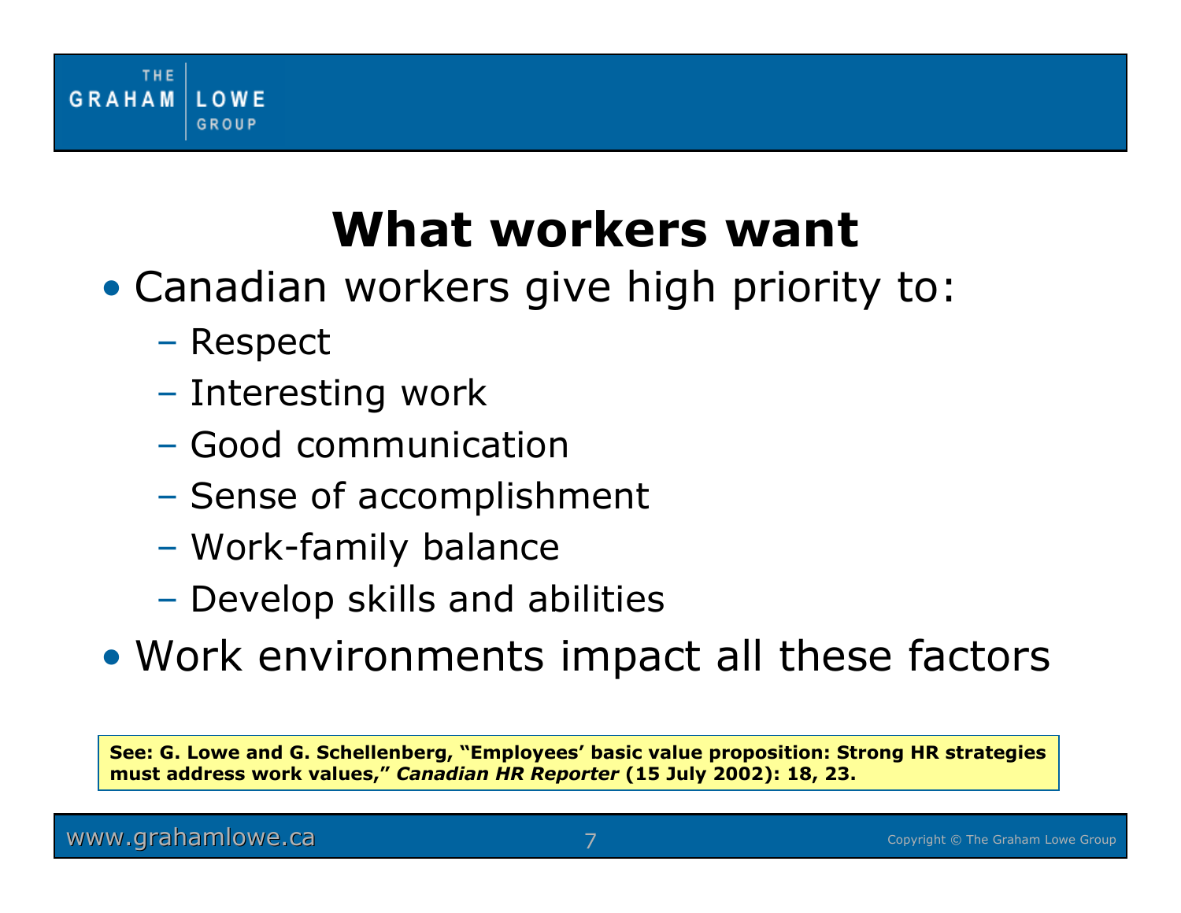# What workers want

- Canadian workers give high priority to:
  - Respect
  - Interesting work
  - Good communication
  - Sense of accomplishment
  - Work-family balance
  - Develop skills and abilities
- Work environments impact all these factors

**See: G. Lowe and G. Schellenberg, "Employees' basic value proposition: Strong HR strategies must address work values,"** ***Canadian HR Reporter*** **(15 July 2002): 18, 23.**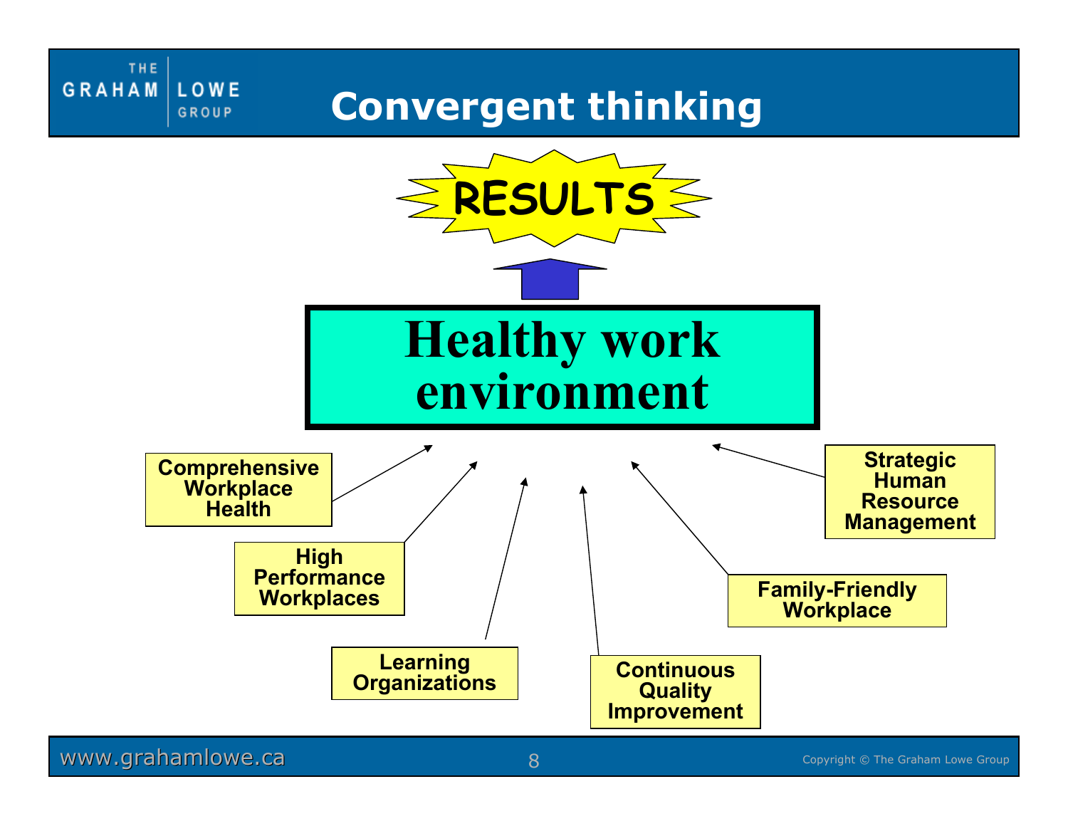# Convergent thinking

**RESULTS**

**Healthy work environment**

- **Comprehensive Workplace Health**
- **High Performance Workplaces**
- **Learning Organizations**
- **Continuous Quality Improvement**
- **Family-Friendly Workplace**
- **Strategic Human Resource Management**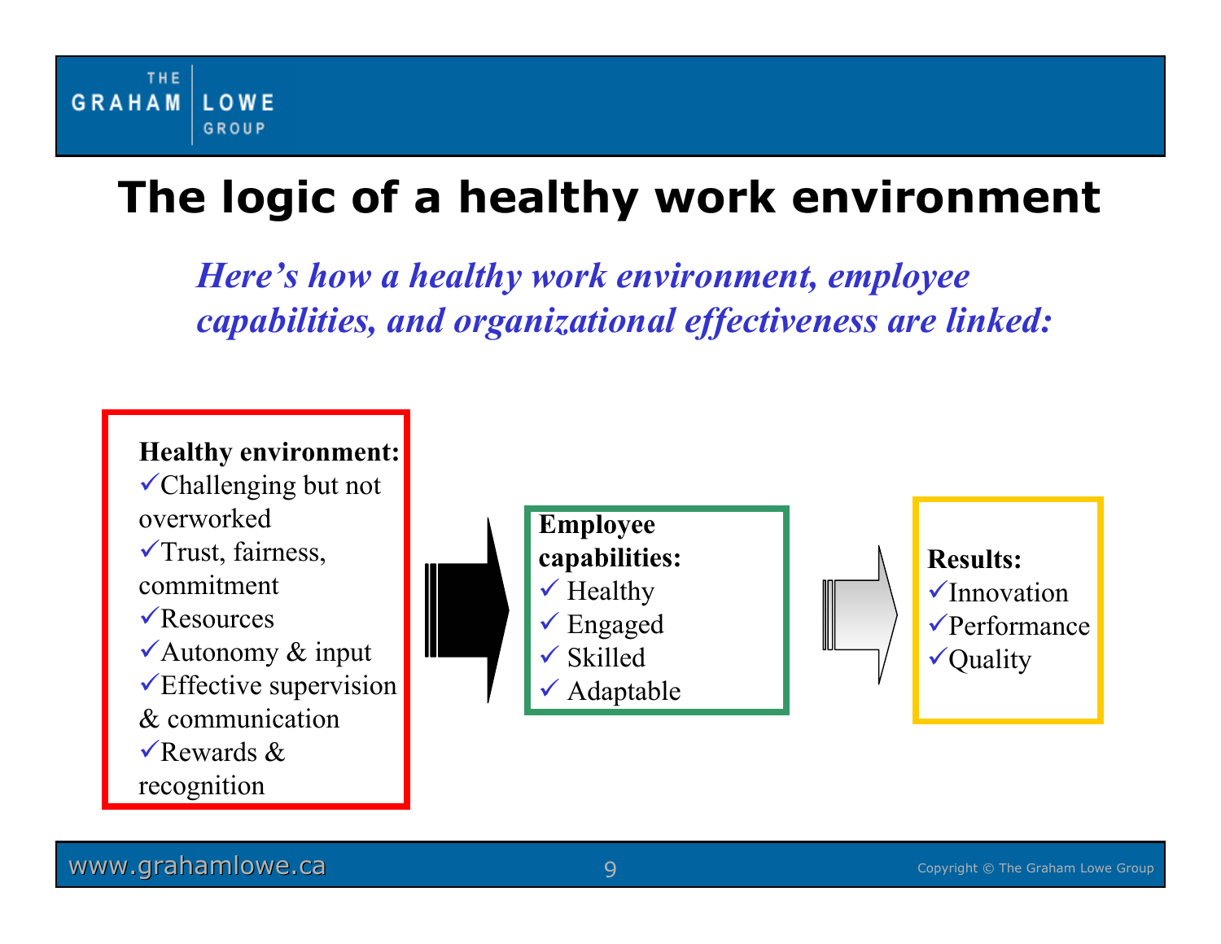# The logic of a healthy work environment

***Here's how a healthy work environment, employee capabilities, and organizational effectiveness are linked:***

**Healthy environment:**

- ✓Challenging but not overworked
- ✓Trust, fairness, commitment
- ✓Resources
- ✓Autonomy & input
- ✓Effective supervision & communication
- ✓Rewards & recognition

→

**Employee capabilities:**

- ✓ Healthy
- ✓ Engaged
- ✓ Skilled
- ✓ Adaptable

→

**Results:**

- ✓Innovation
- ✓Performance
- ✓Quality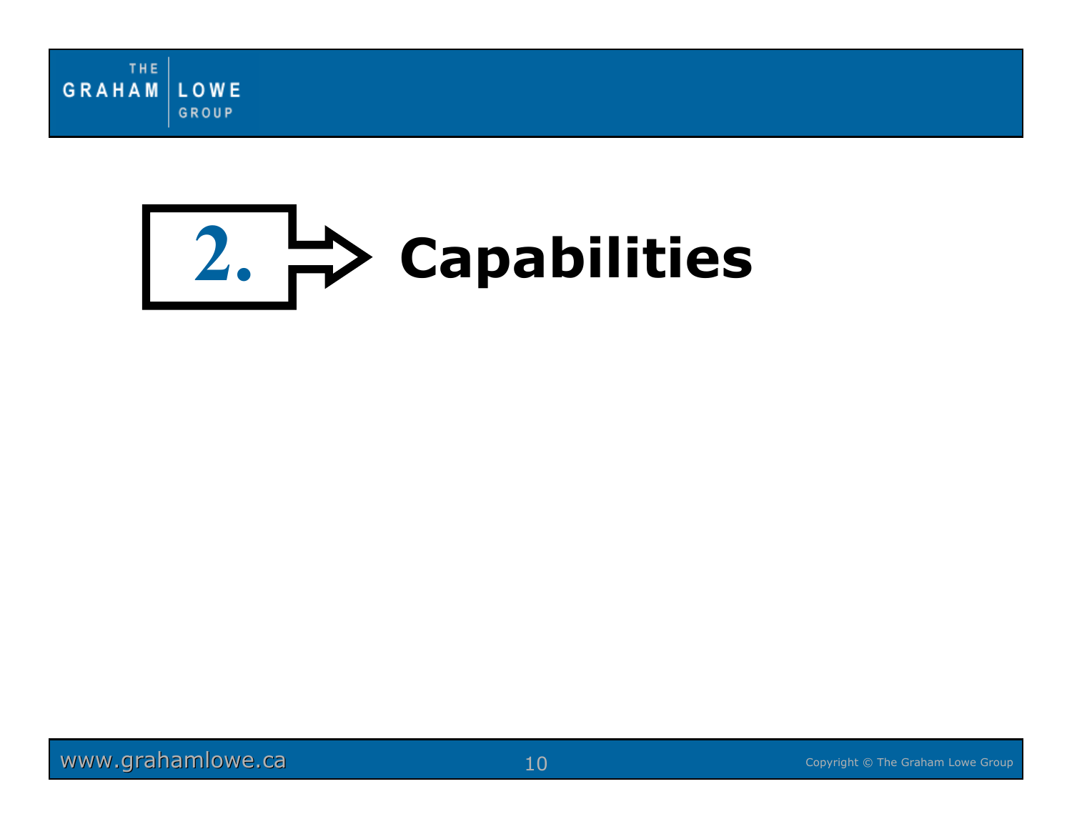# 2. Capabilities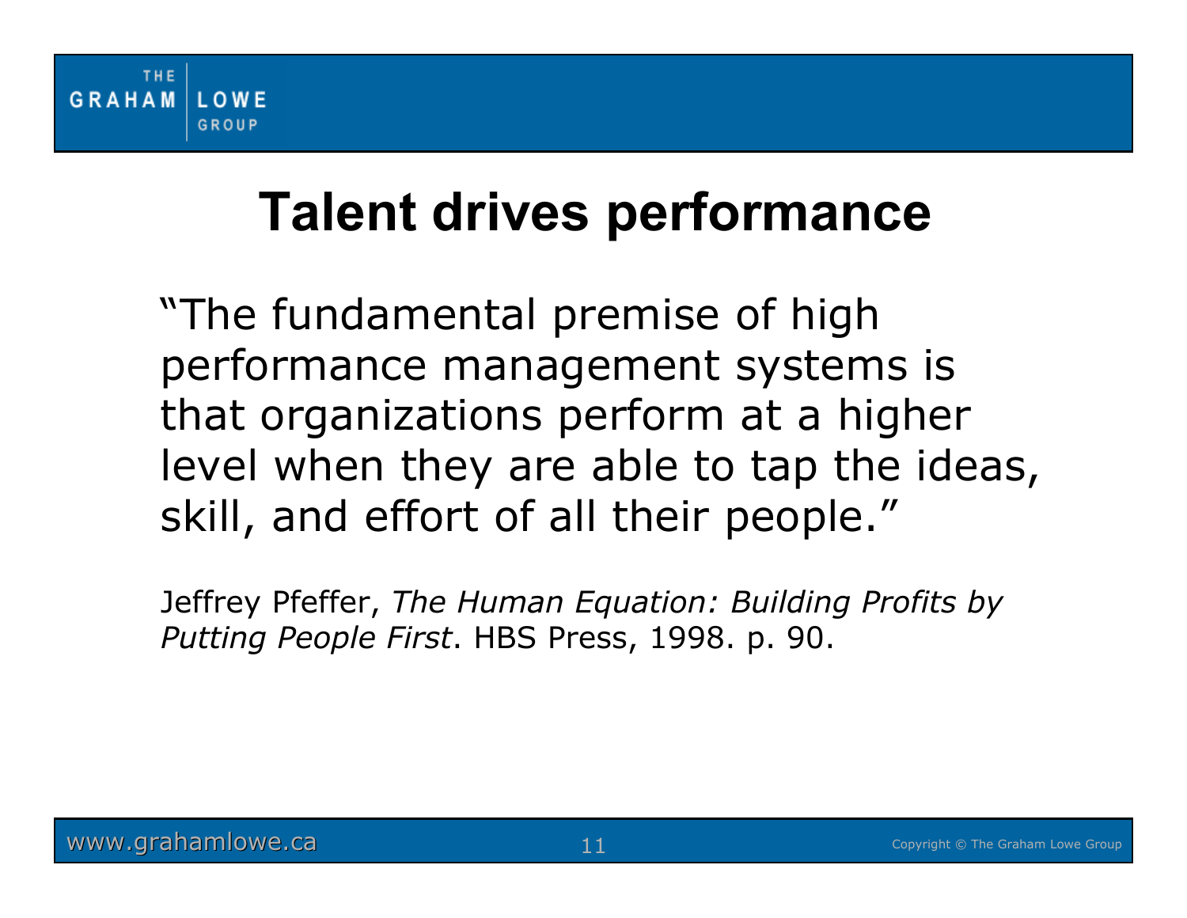# Talent drives performance

"The fundamental premise of high performance management systems is that organizations perform at a higher level when they are able to tap the ideas, skill, and effort of all their people."

Jeffrey Pfeffer, *The Human Equation: Building Profits by Putting People First*. HBS Press, 1998. p. 90.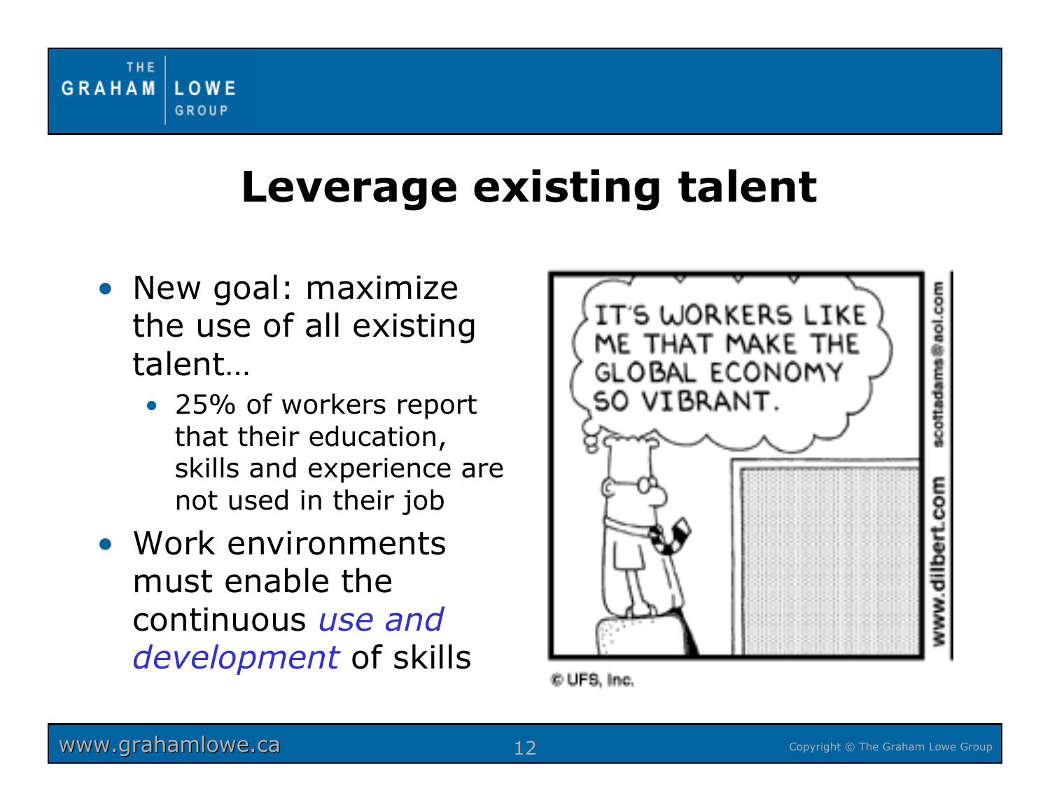# Leverage existing talent

- New goal: maximize the use of all existing talent…
  - 25% of workers report that their education, skills and experience are not used in their job
- Work environments must enable the continuous *use and development* of skills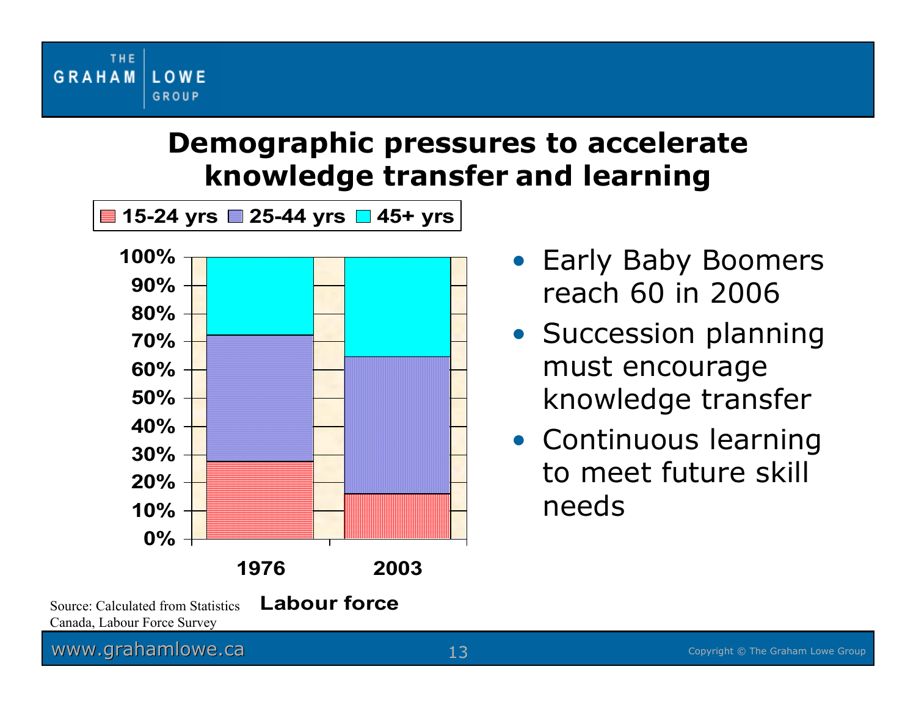# Demographic pressures to accelerate knowledge transfer and learning

15-24 yrs | 25-44 yrs | 45+ yrs

Labour force: 1976, 2003

Source: Calculated from Statistics Canada, Labour Force Survey

- Early Baby Boomers reach 60 in 2006
- Succession planning must encourage knowledge transfer
- Continuous learning to meet future skill needs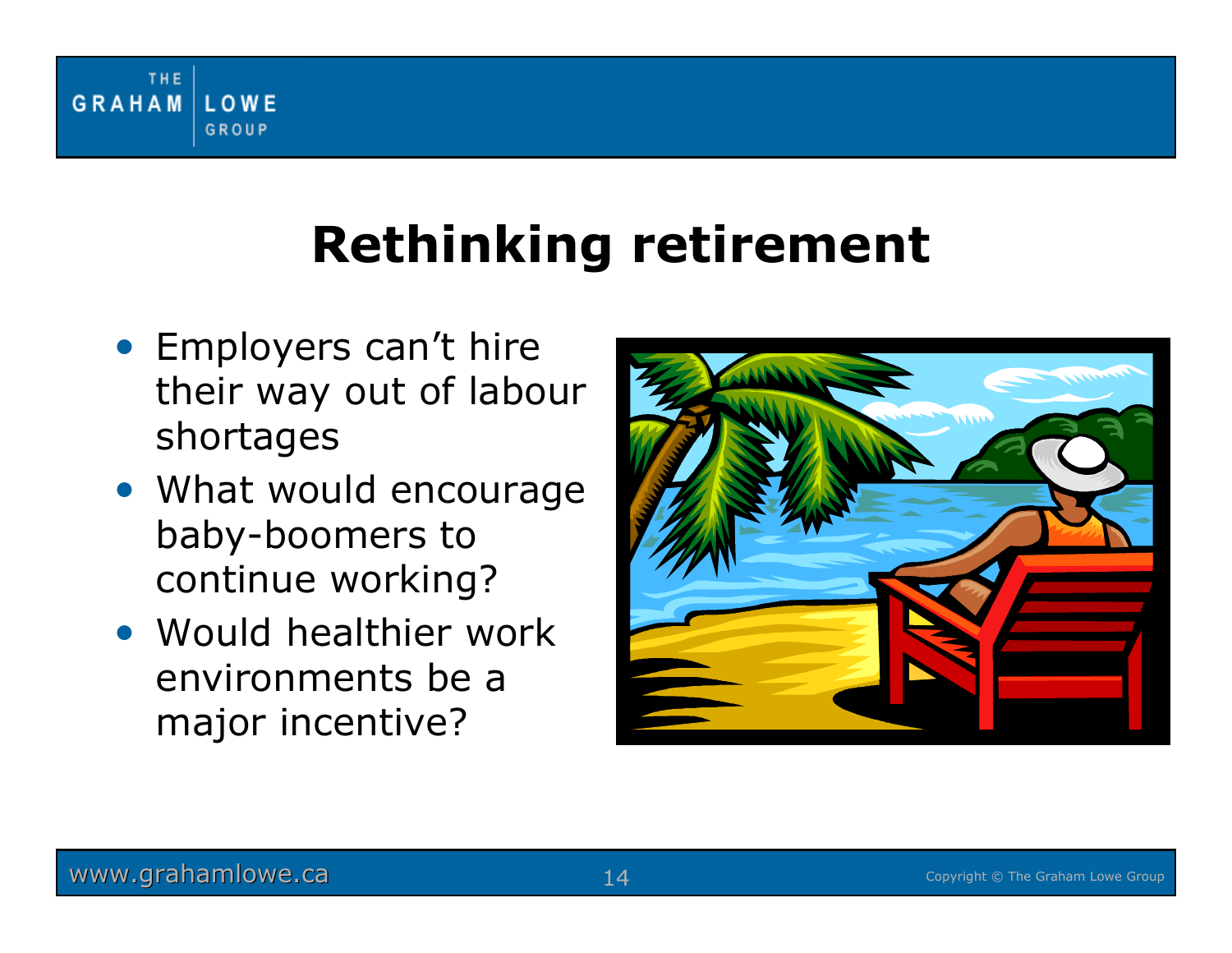# Rethinking retirement

- Employers can't hire their way out of labour shortages
- What would encourage baby-boomers to continue working?
- Would healthier work environments be a major incentive?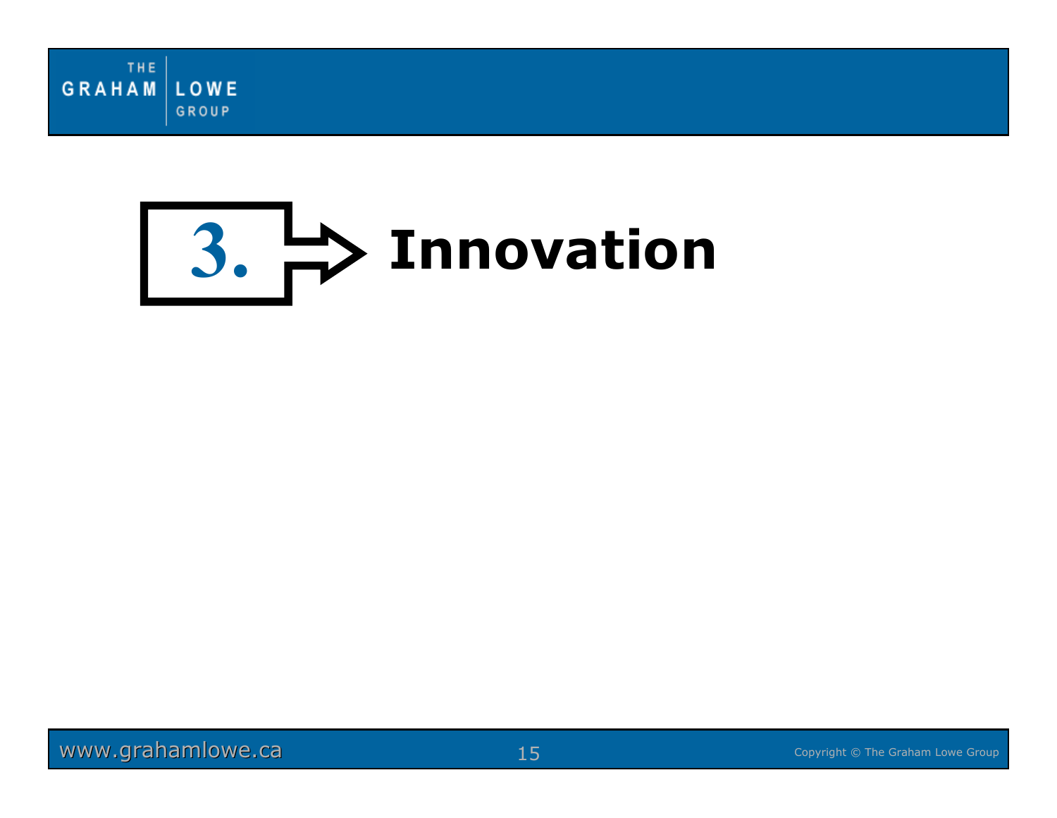# 3. Innovation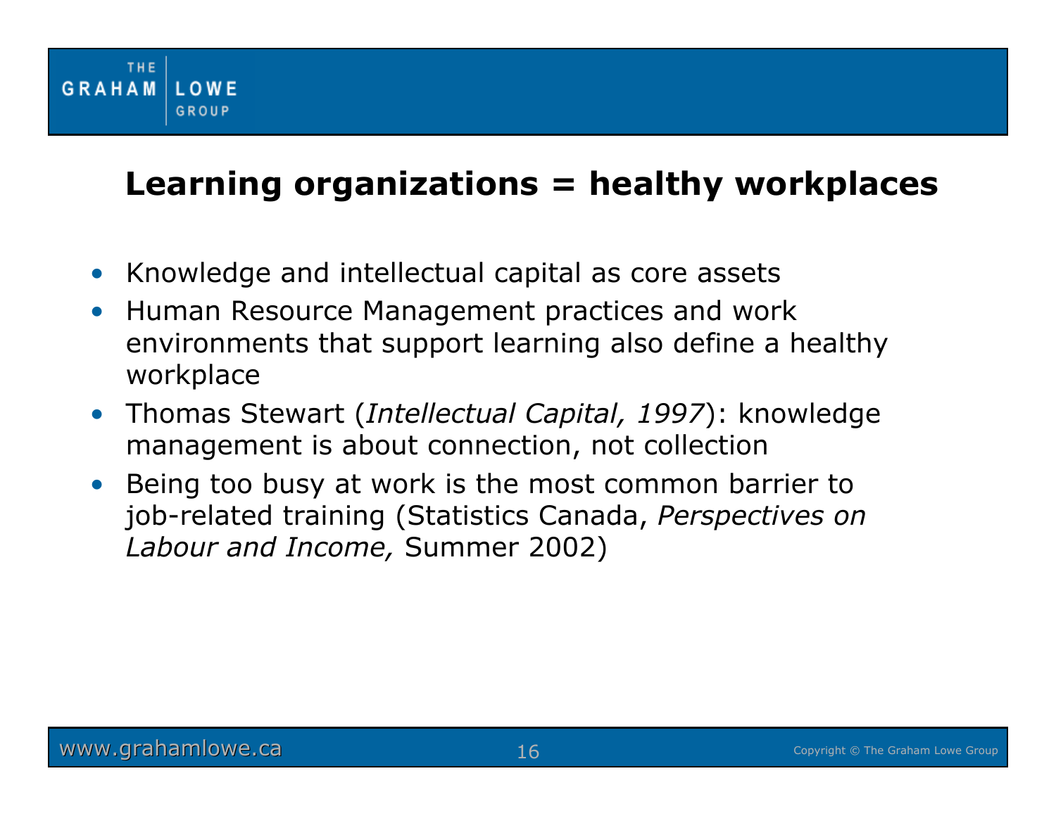# Learning organizations = healthy workplaces

- Knowledge and intellectual capital as core assets
- Human Resource Management practices and work environments that support learning also define a healthy workplace
- Thomas Stewart (*Intellectual Capital, 1997*): knowledge management is about connection, not collection
- Being too busy at work is the most common barrier to job-related training (Statistics Canada, *Perspectives on Labour and Income,* Summer 2002)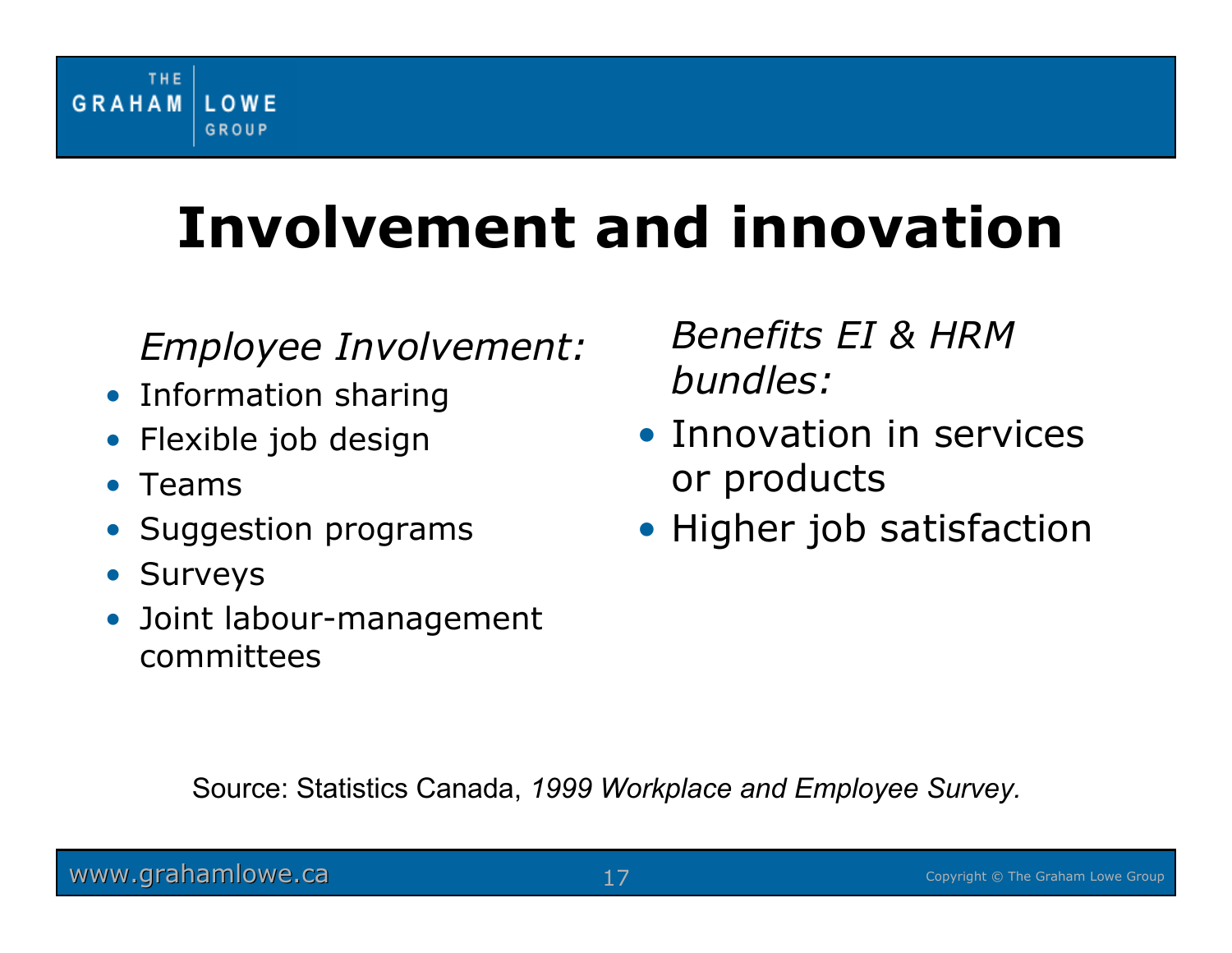# Involvement and innovation

*Employee Involvement:*

- Information sharing
- Flexible job design
- Teams
- Suggestion programs
- Surveys
- Joint labour-management committees

*Benefits EI & HRM bundles:*

- Innovation in services or products
- Higher job satisfaction

Source: Statistics Canada, *1999 Workplace and Employee Survey.*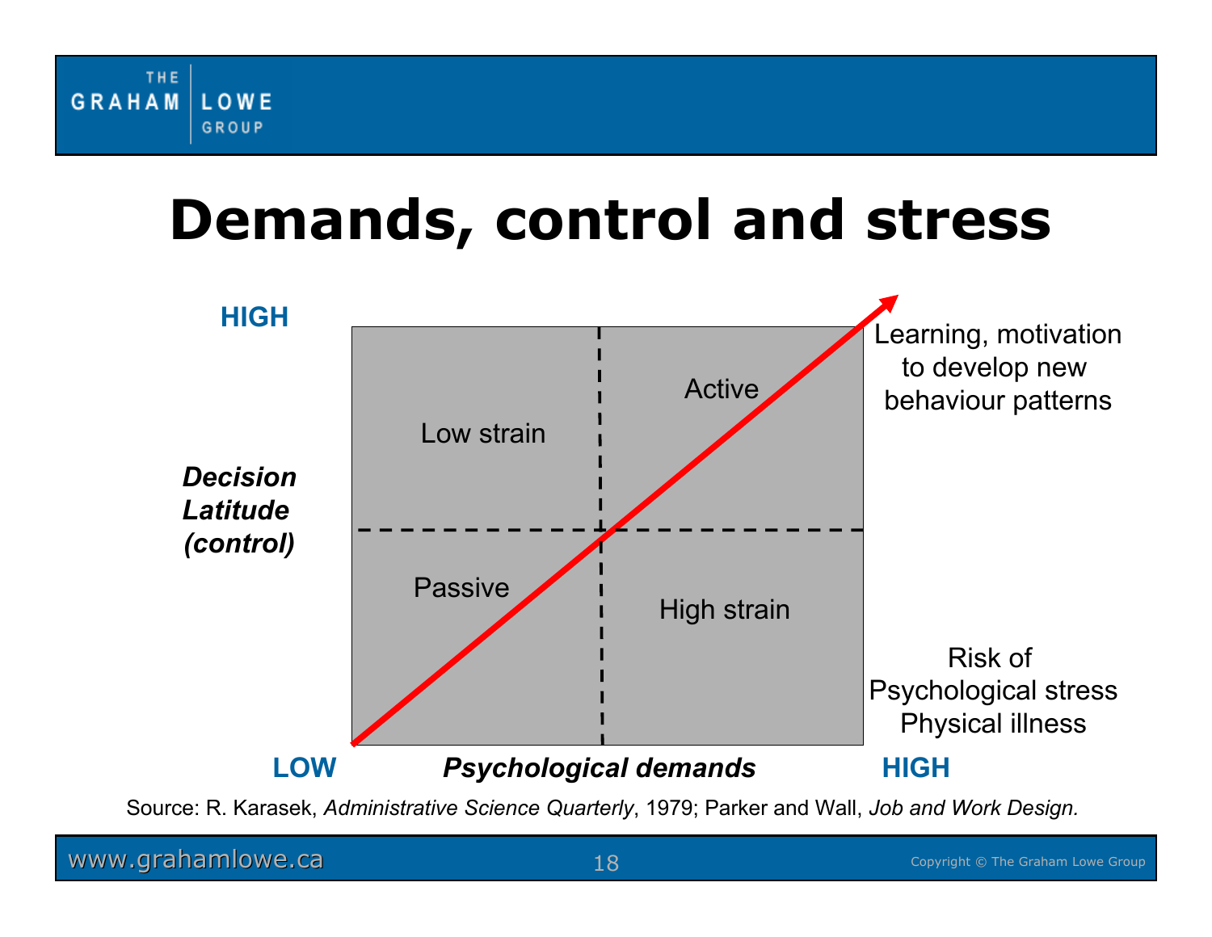# Demands, control and stress

HIGH

***Decision Latitude (control)***

LOW

***Psychological demands***

HIGH

Low strain

Active

Passive

High strain

Learning, motivation to develop new behaviour patterns

Risk of
Psychological stress
Physical illness

Source: R. Karasek, *Administrative Science Quarterly*, 1979; Parker and Wall, *Job and Work Design.*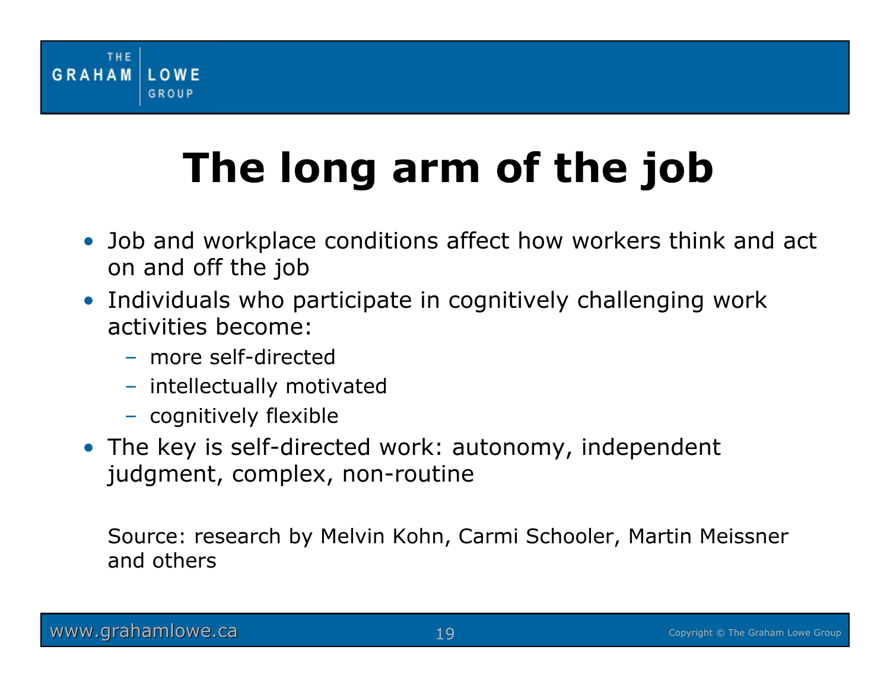# The long arm of the job

- Job and workplace conditions affect how workers think and act on and off the job
- Individuals who participate in cognitively challenging work activities become:
  - more self-directed
  - intellectually motivated
  - cognitively flexible
- The key is self-directed work: autonomy, independent judgment, complex, non-routine

Source: research by Melvin Kohn, Carmi Schooler, Martin Meissner and others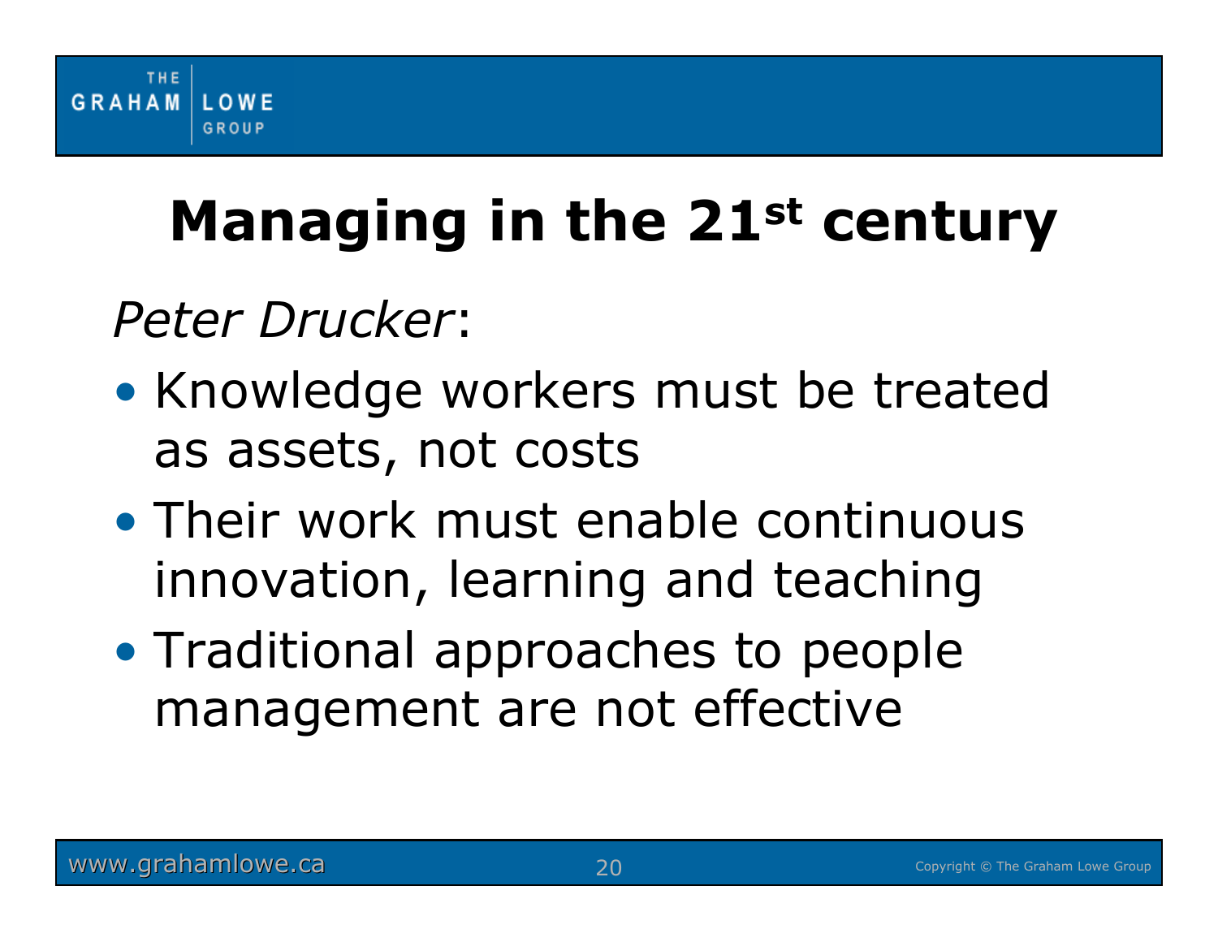# Managing in the 21st century

*Peter Drucker*:

- Knowledge workers must be treated as assets, not costs
- Their work must enable continuous innovation, learning and teaching
- Traditional approaches to people management are not effective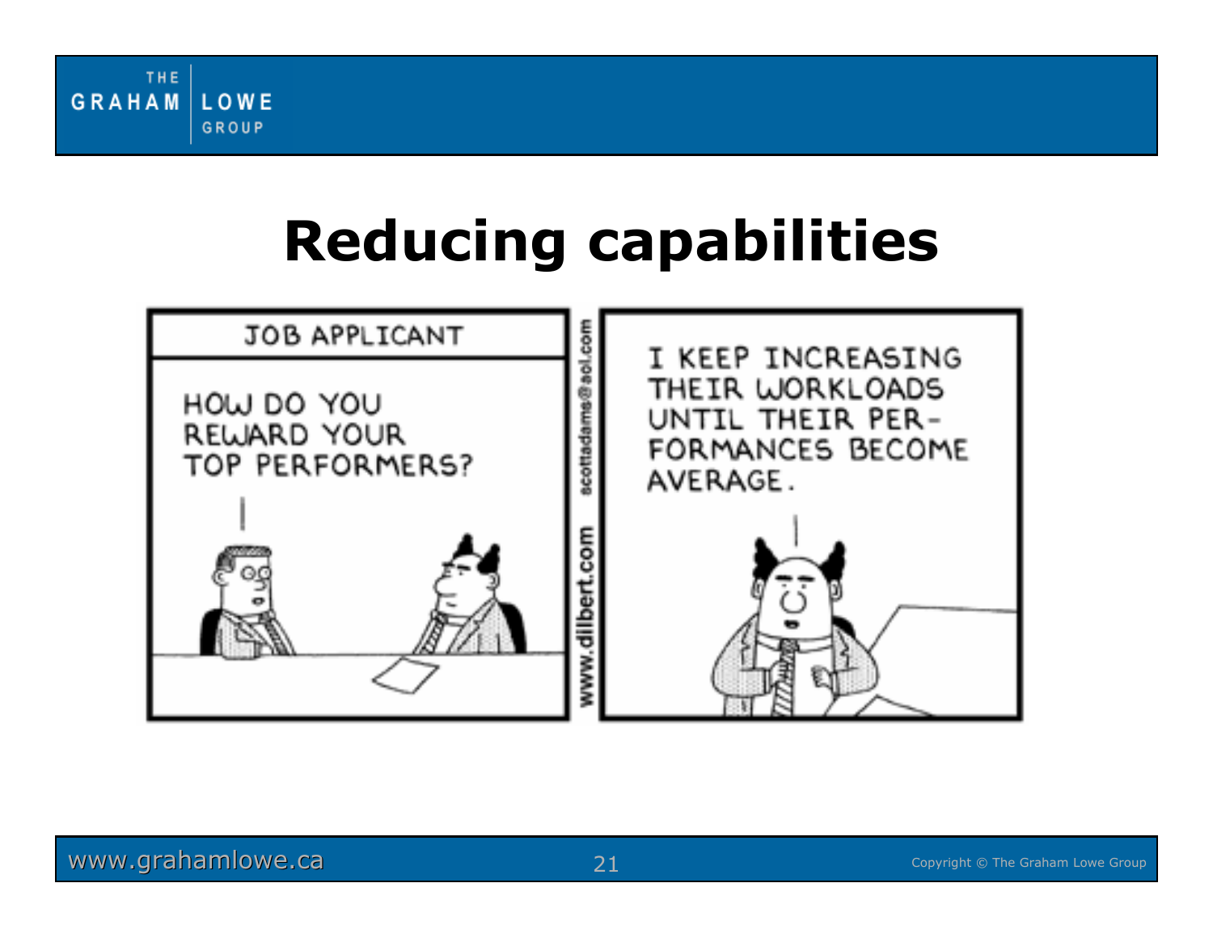# Reducing capabilities

JOB APPLICANT

HOW DO YOU REWARD YOUR TOP PERFORMERS?

I KEEP INCREASING THEIR WORKLOADS UNTIL THEIR PER-FORMANCES BECOME AVERAGE.

www.dilbert.com scottadams@aol.com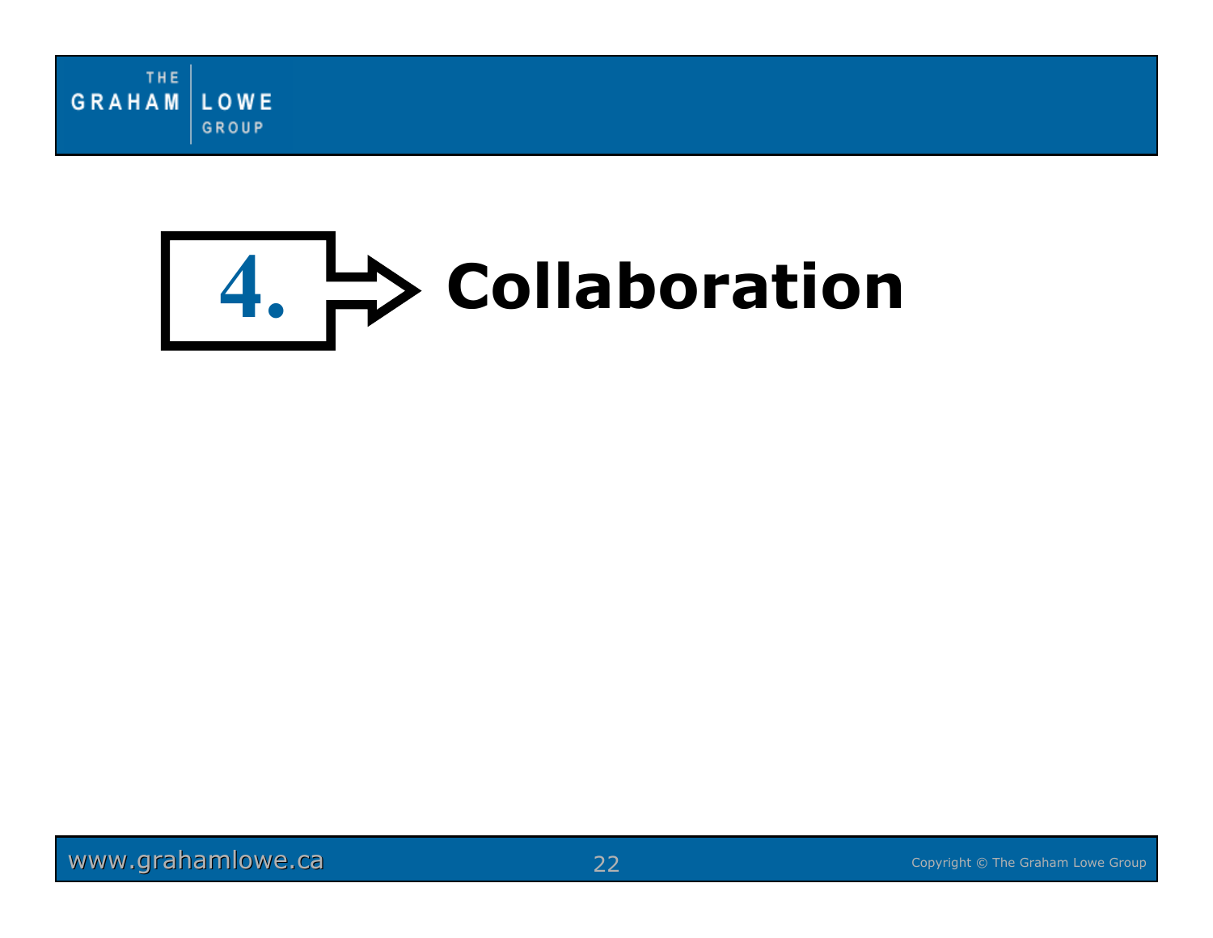# 4. Collaboration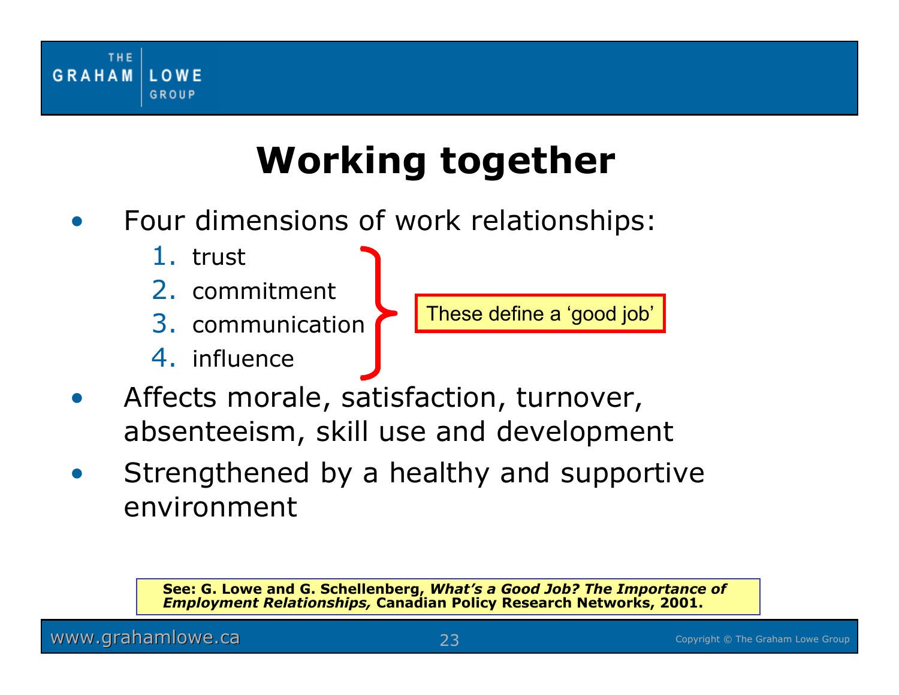# Working together

- Four dimensions of work relationships:
  1. trust
  2. commitment
  3. communication
  4. influence

These define a 'good job'

- Affects morale, satisfaction, turnover, absenteeism, skill use and development
- Strengthened by a healthy and supportive environment

**See: G. Lowe and G. Schellenberg, *What's a Good Job? The Importance of Employment Relationships,* Canadian Policy Research Networks, 2001.**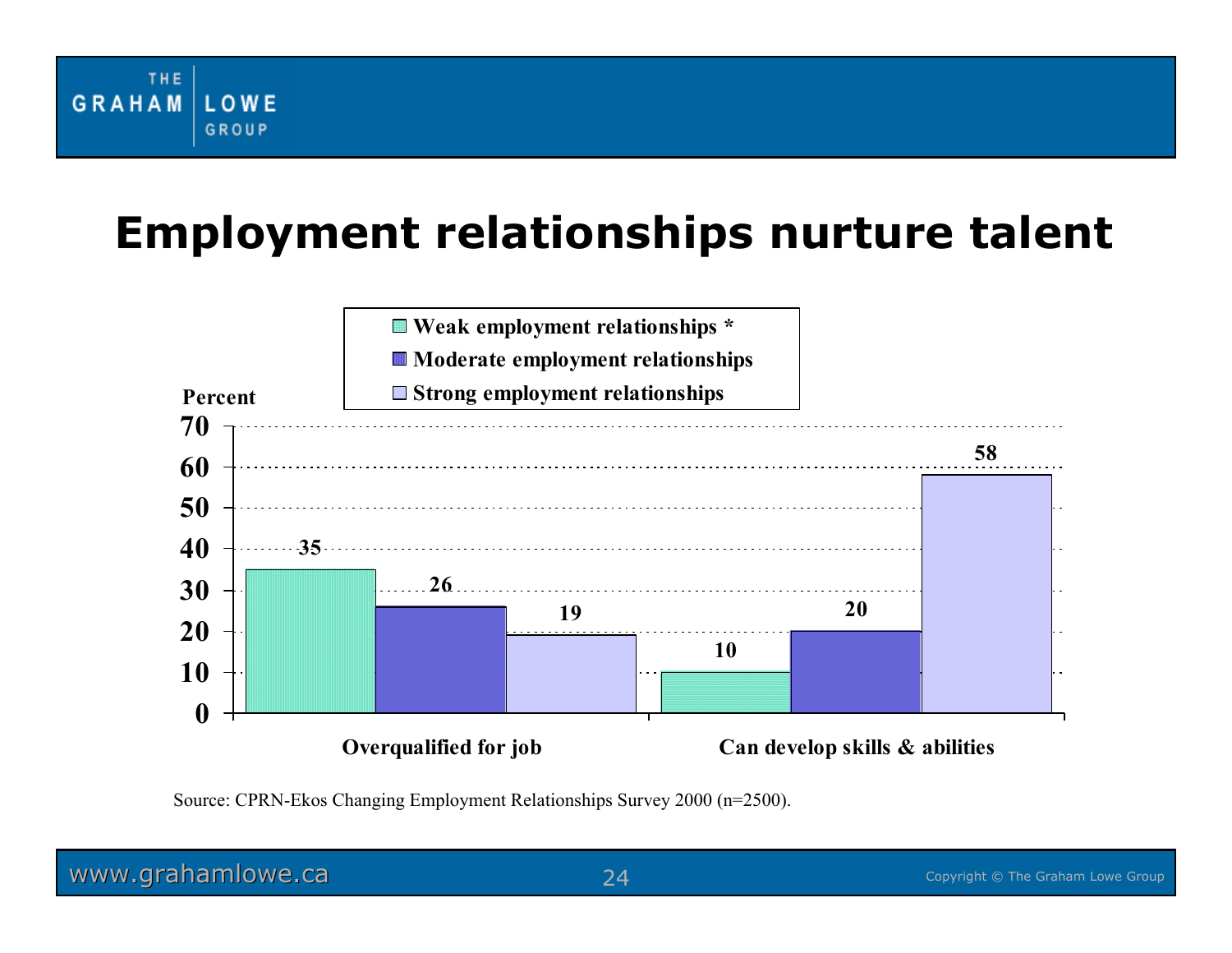# Employment relationships nurture talent

| Percent | Weak employment relationships * | Moderate employment relationships | Strong employment relationships |
|---|---|---|---|
| Overqualified for job | 35 | 26 | 19 |
| Can develop skills & abilities | 10 | 20 | 58 |

Source: CPRN-Ekos Changing Employment Relationships Survey 2000 (n=2500).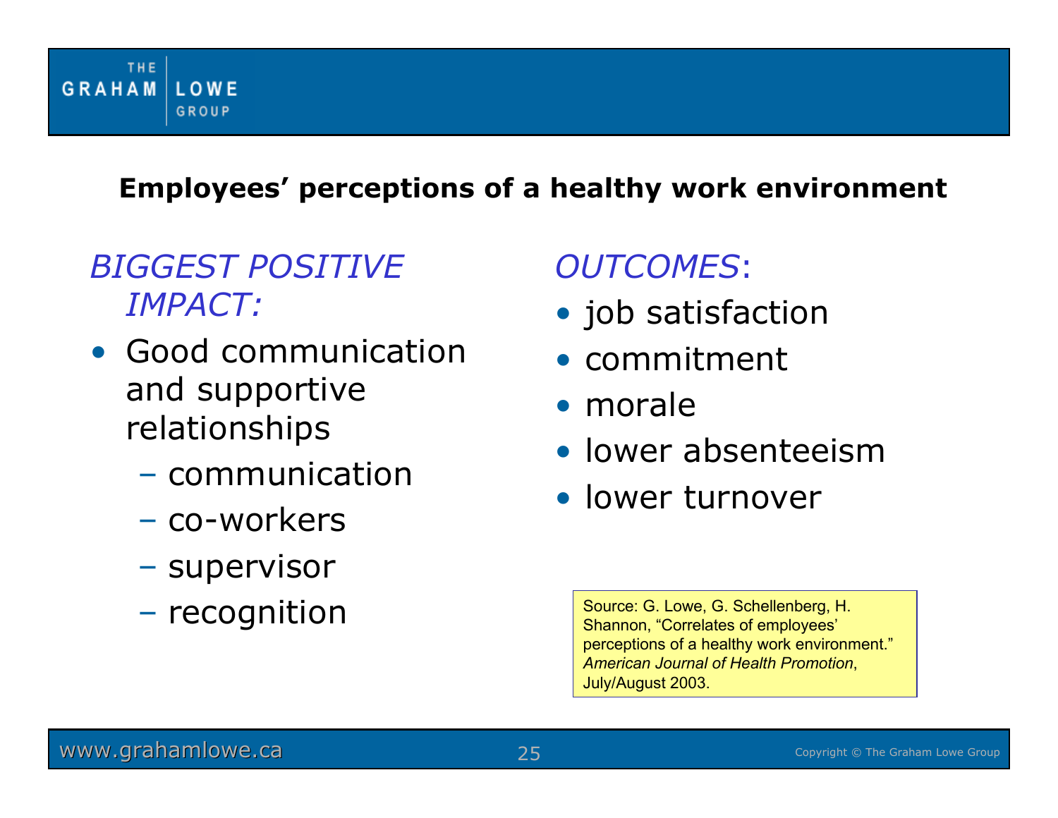## Employees' perceptions of a healthy work environment

*BIGGEST POSITIVE IMPACT:*

- Good communication and supportive relationships
  - communication
  - co-workers
  - supervisor
  - recognition

*OUTCOMES*:

- job satisfaction
- commitment
- morale
- lower absenteeism
- lower turnover

Source: G. Lowe, G. Schellenberg, H. Shannon, "Correlates of employees' perceptions of a healthy work environment." *American Journal of Health Promotion*, July/August 2003.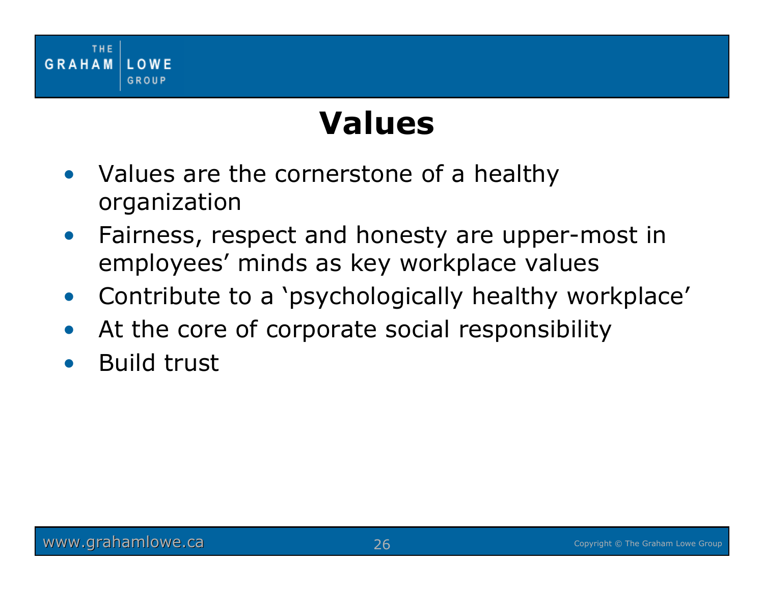# Values

- Values are the cornerstone of a healthy organization
- Fairness, respect and honesty are upper-most in employees' minds as key workplace values
- Contribute to a 'psychologically healthy workplace'
- At the core of corporate social responsibility
- Build trust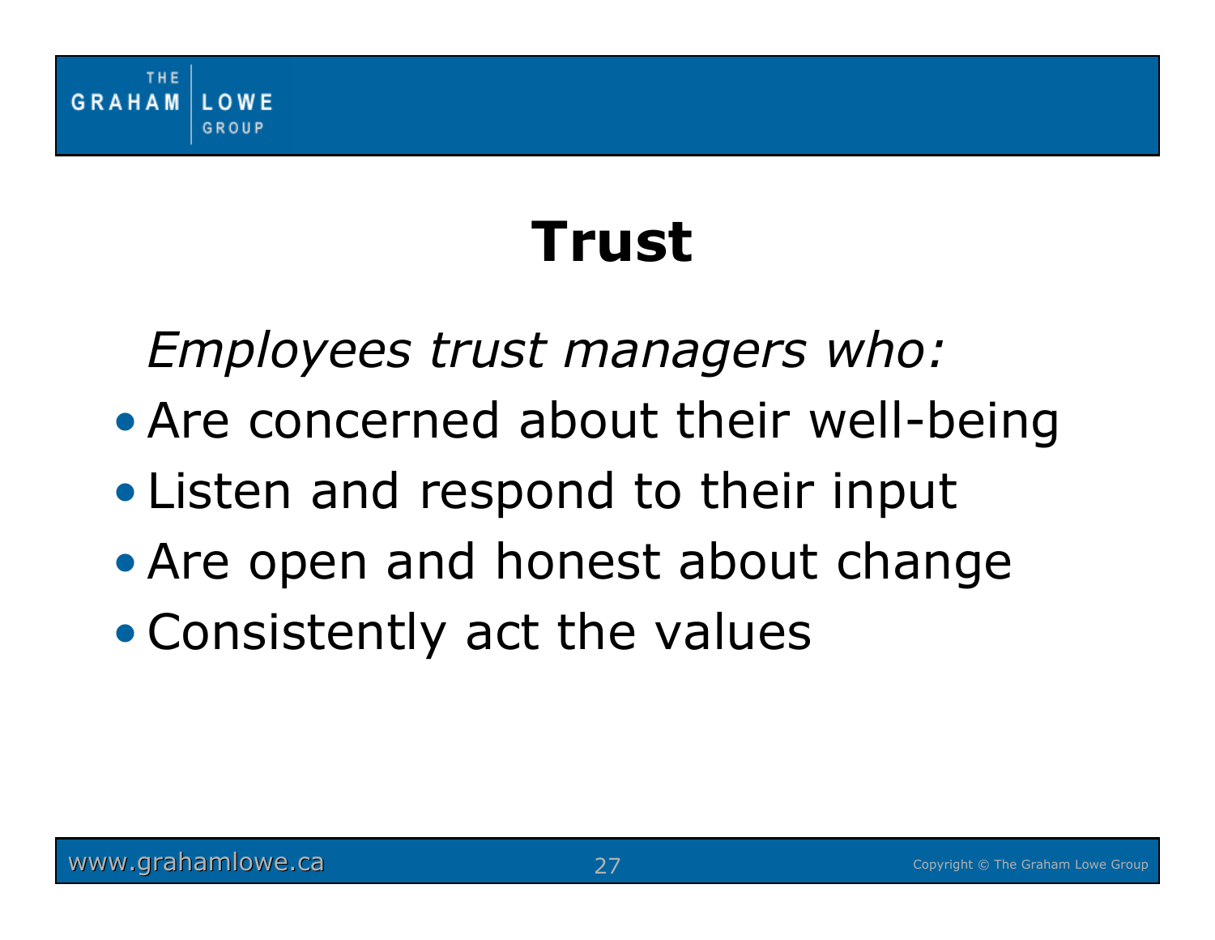# Trust

*Employees trust managers who:*

- Are concerned about their well-being
- Listen and respond to their input
- Are open and honest about change
- Consistently act the values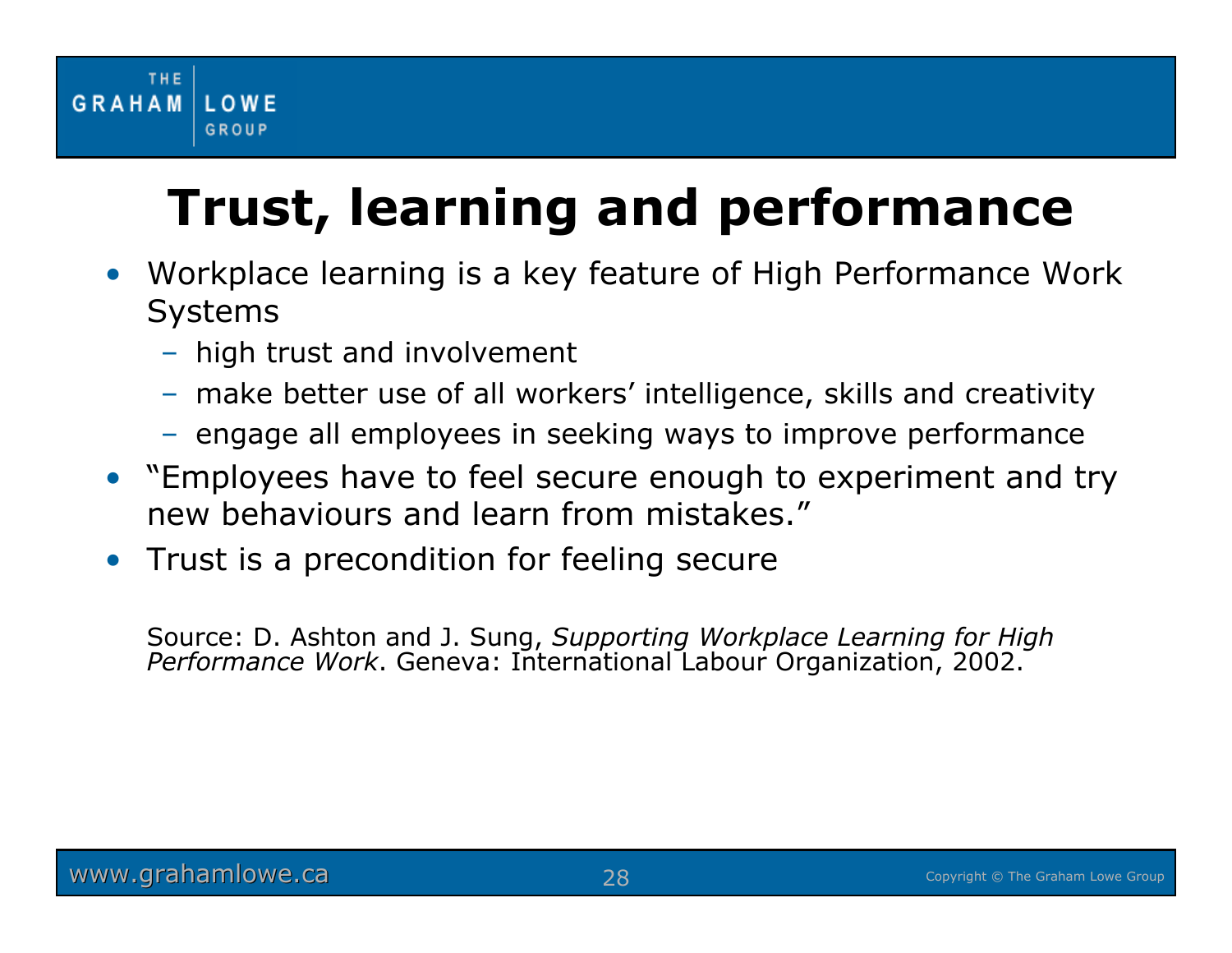# Trust, learning and performance

- Workplace learning is a key feature of High Performance Work Systems
  - high trust and involvement
  - make better use of all workers' intelligence, skills and creativity
  - engage all employees in seeking ways to improve performance
- "Employees have to feel secure enough to experiment and try new behaviours and learn from mistakes."
- Trust is a precondition for feeling secure

Source: D. Ashton and J. Sung, *Supporting Workplace Learning for High Performance Work*. Geneva: International Labour Organization, 2002.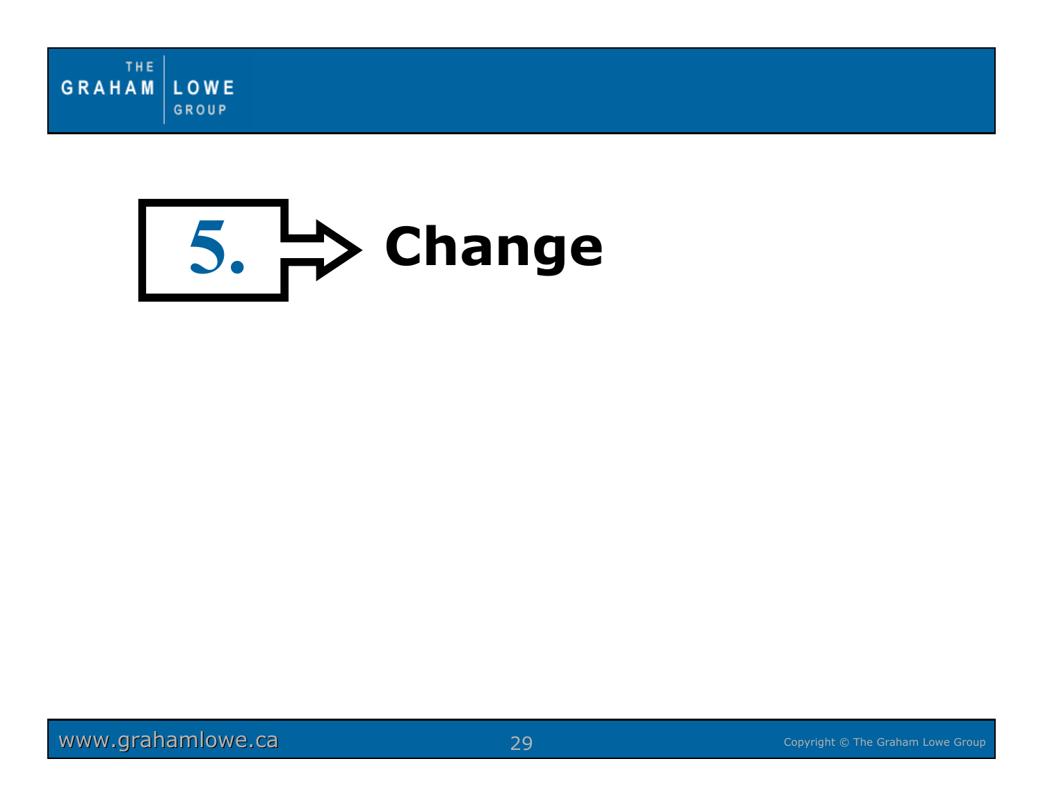# 5. Change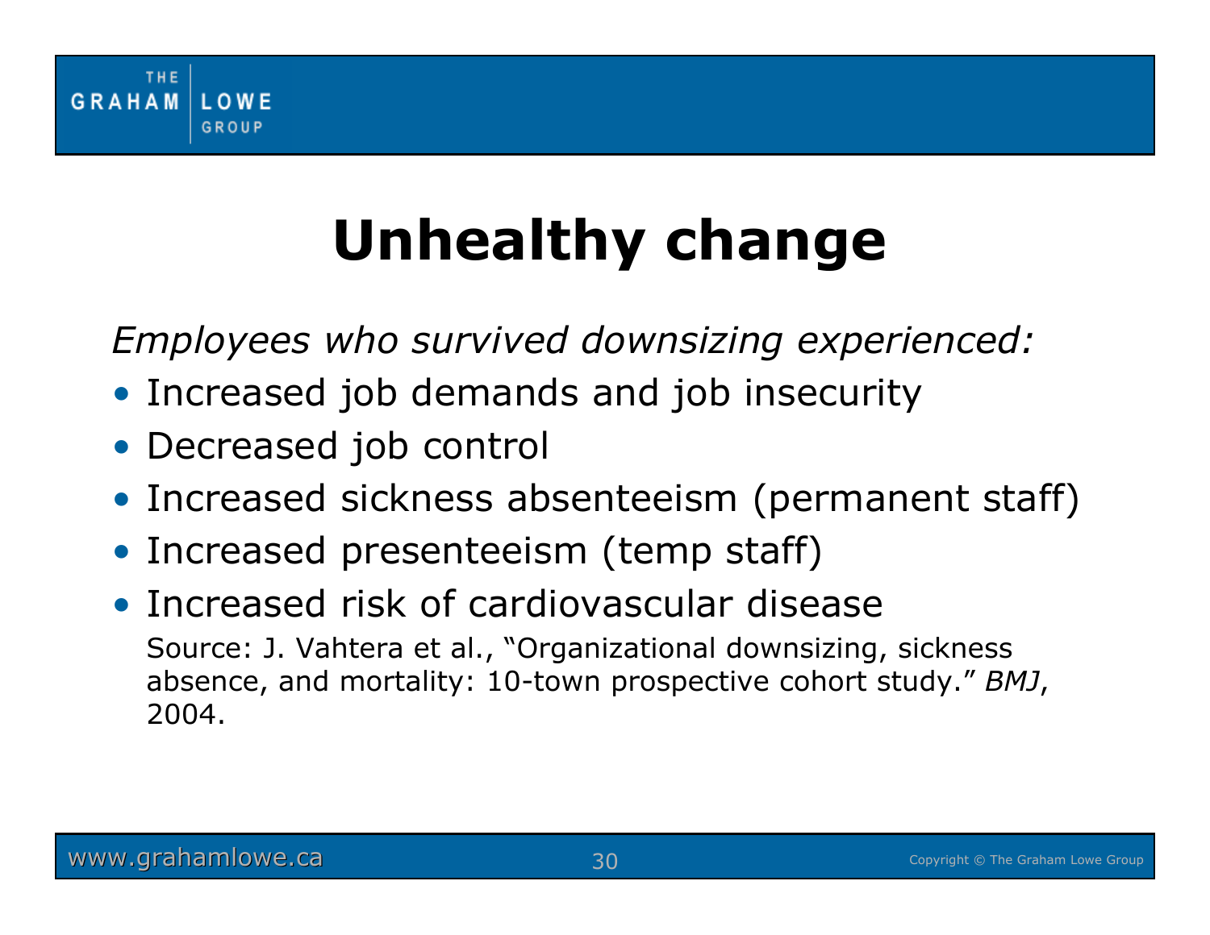# Unhealthy change

*Employees who survived downsizing experienced:*

- Increased job demands and job insecurity
- Decreased job control
- Increased sickness absenteeism (permanent staff)
- Increased presenteeism (temp staff)
- Increased risk of cardiovascular disease

Source: J. Vahtera et al., "Organizational downsizing, sickness absence, and mortality: 10-town prospective cohort study." *BMJ*, 2004.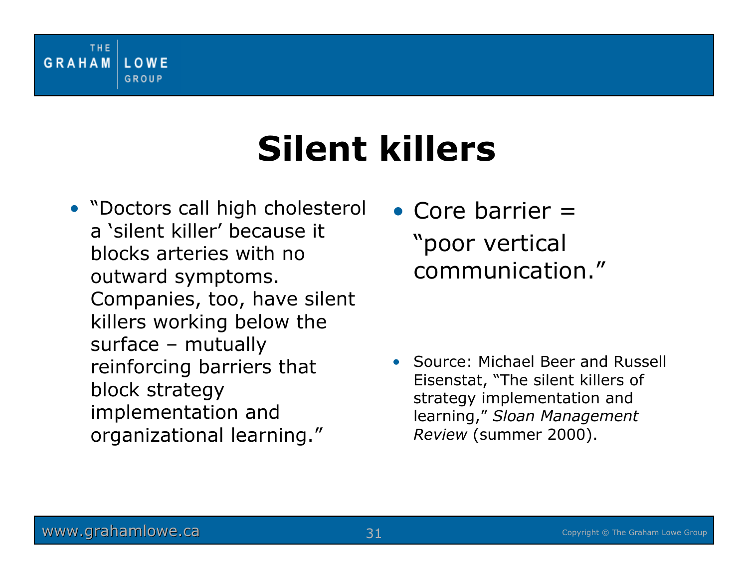# Silent killers

- "Doctors call high cholesterol a 'silent killer' because it blocks arteries with no outward symptoms. Companies, too, have silent killers working below the surface – mutually reinforcing barriers that block strategy implementation and organizational learning."

- Core barrier = "poor vertical communication."

- Source: Michael Beer and Russell Eisenstat, "The silent killers of strategy implementation and learning," *Sloan Management Review* (summer 2000).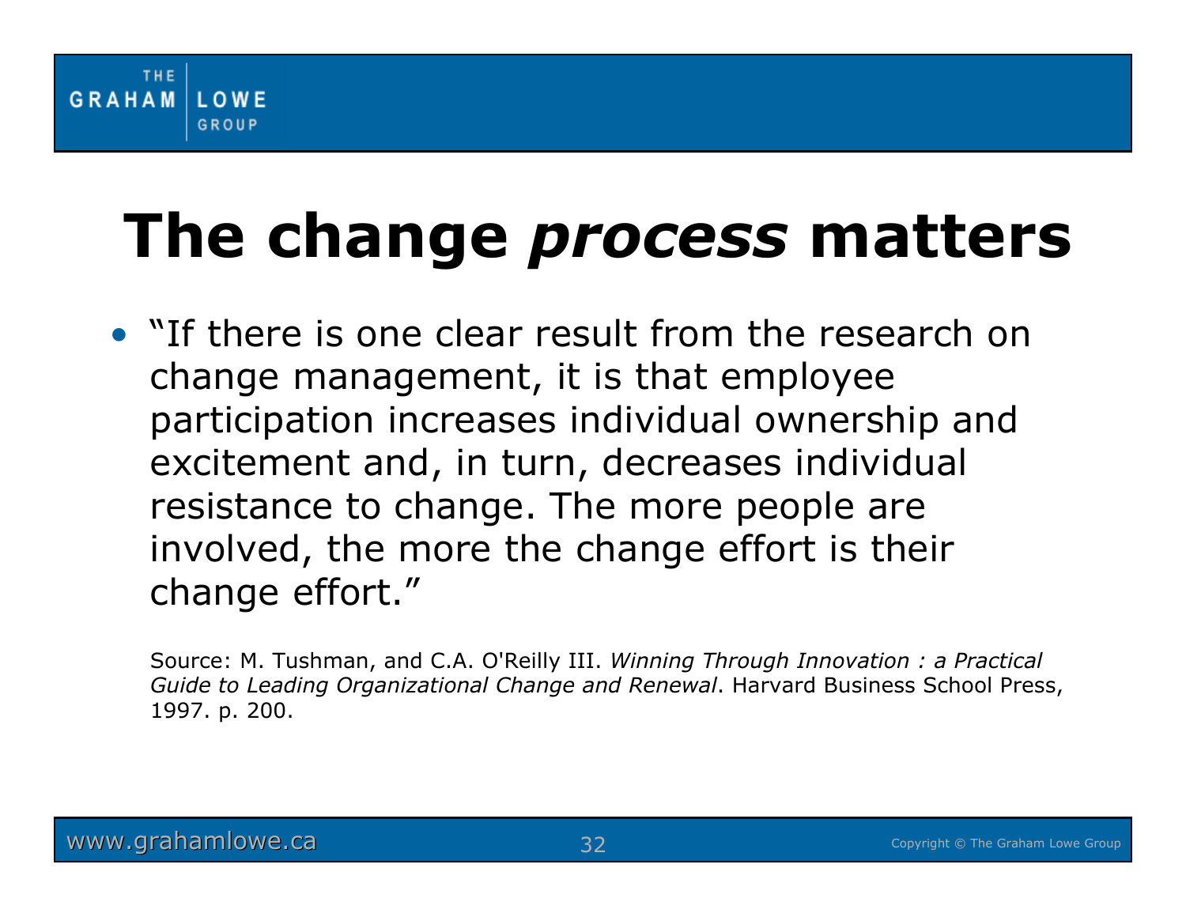# The change *process* matters

- "If there is one clear result from the research on change management, it is that employee participation increases individual ownership and excitement and, in turn, decreases individual resistance to change. The more people are involved, the more the change effort is their change effort."

Source: M. Tushman, and C.A. O'Reilly III. *Winning Through Innovation : a Practical Guide to Leading Organizational Change and Renewal*. Harvard Business School Press, 1997. p. 200.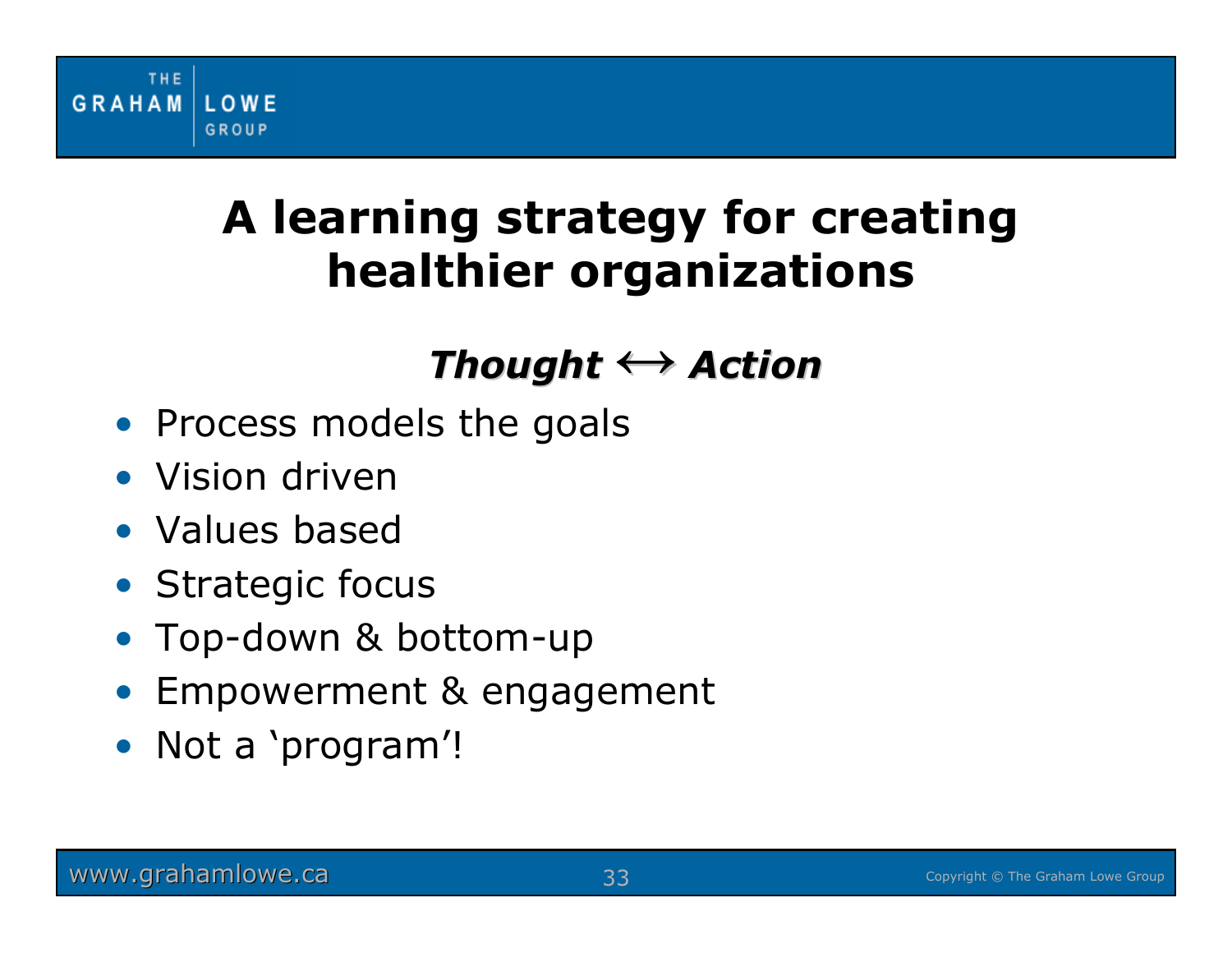# A learning strategy for creating healthier organizations

***Thought ↔ Action***

- Process models the goals
- Vision driven
- Values based
- Strategic focus
- Top-down & bottom-up
- Empowerment & engagement
- Not a 'program'!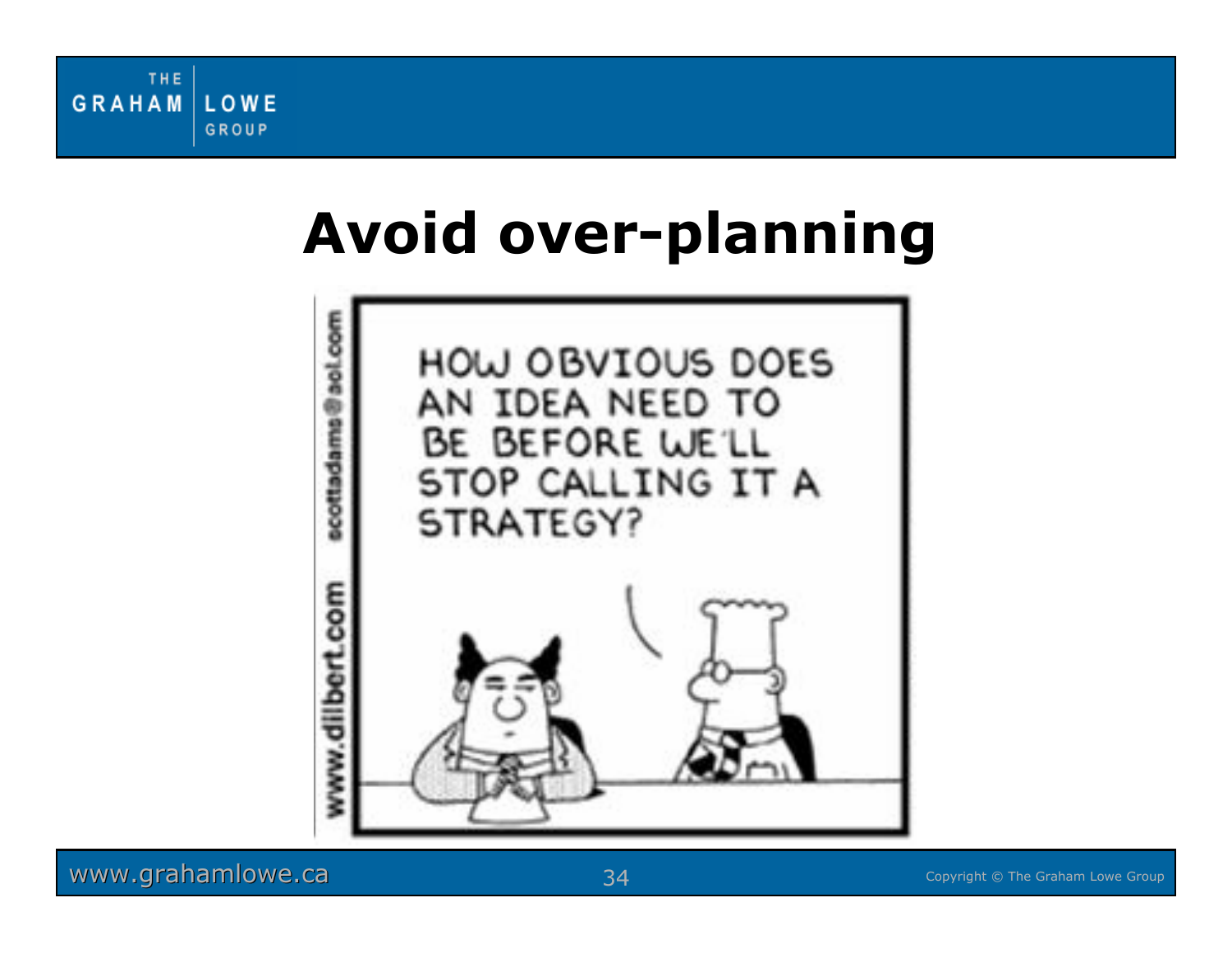# Avoid over-planning

HOW OBVIOUS DOES AN IDEA NEED TO BE BEFORE WE'LL STOP CALLING IT A STRATEGY?

www.dilbert.com scottadams@aol.com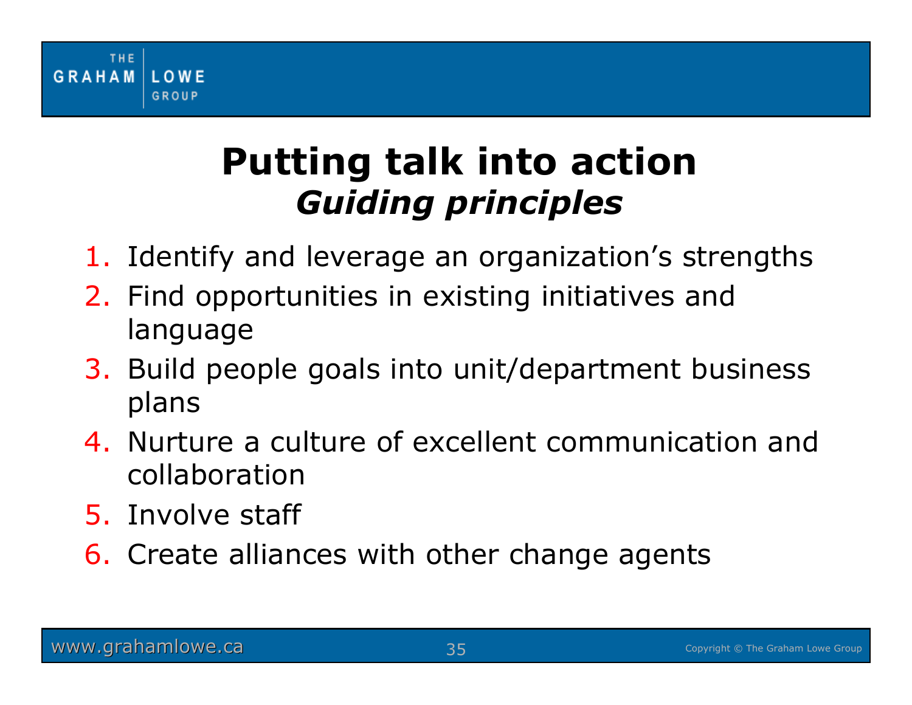# Putting talk into action
## *Guiding principles*

1. Identify and leverage an organization's strengths
2. Find opportunities in existing initiatives and language
3. Build people goals into unit/department business plans
4. Nurture a culture of excellent communication and collaboration
5. Involve staff
6. Create alliances with other change agents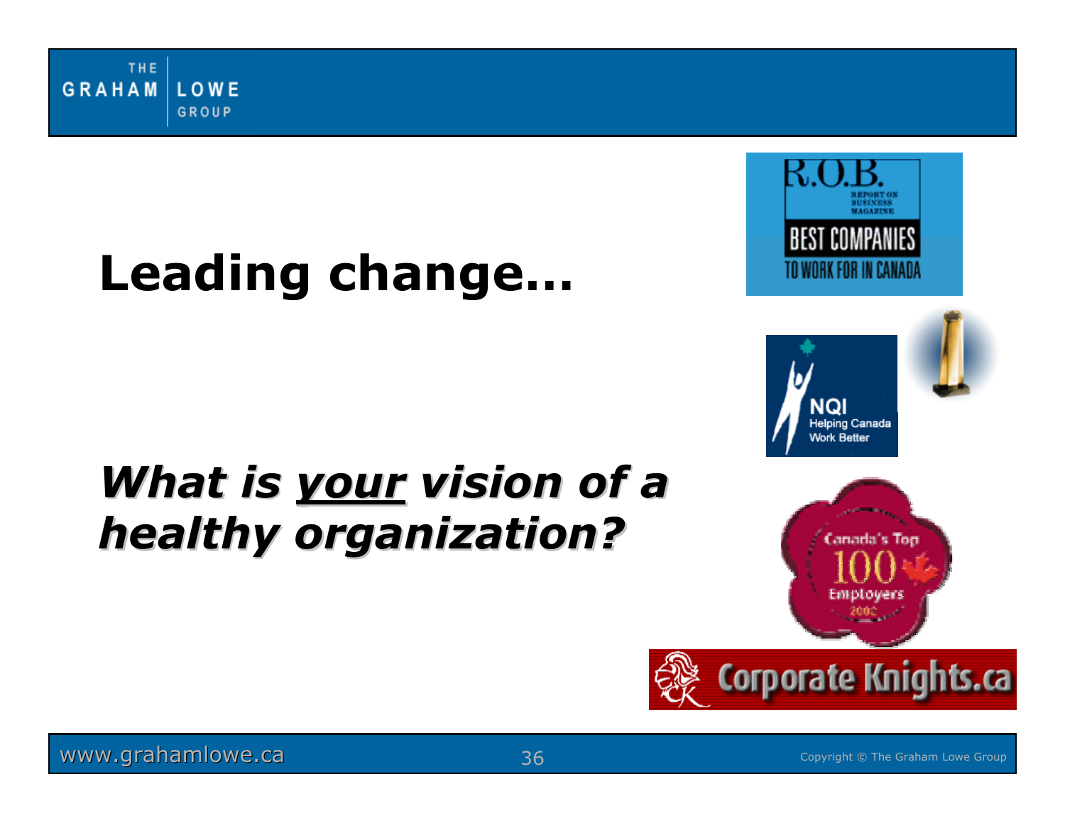# Leading change…

***What is <u>your</u> vision of a healthy organization?***